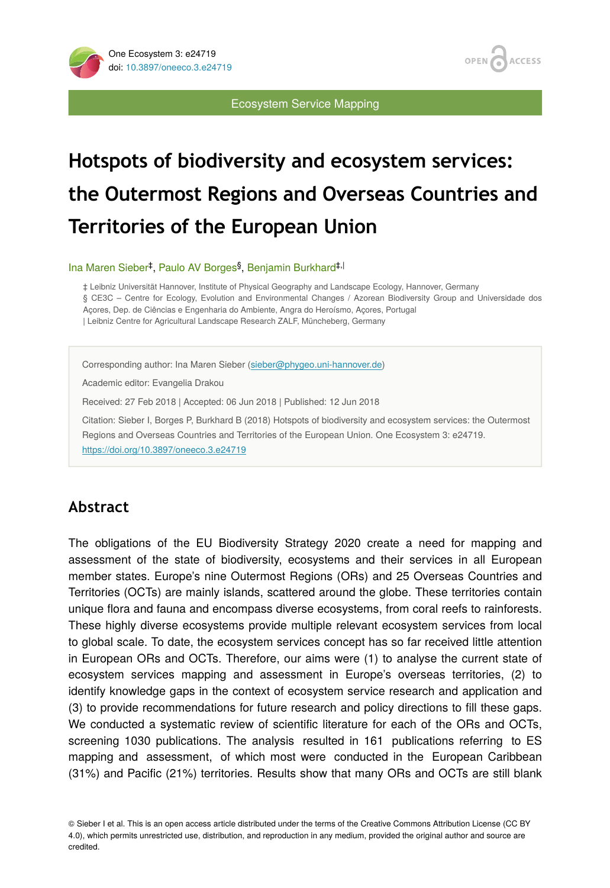Ecosystem Service Mapping

# Hotspots of biodiversity and ecosystem services: the Outermost Regions and Overseas Countries and Territories of the European Union

Ina Maren Sieber[‡], Paulo AV Borges[§], Benjamin Burkhard[‡,|]

‡ Leibniz Universität Hannover, Institute of Physical Geography and Landscape Ecology, Hannover, Germany
§ CE3C – Centre for Ecology, Evolution and Environmental Changes / Azorean Biodiversity Group and Universidade dos Açores, Dep. de Ciências e Engenharia do Ambiente, Angra do Heroísmo, Açores, Portugal
| Leibniz Centre for Agricultural Landscape Research ZALF, Müncheberg, Germany

Corresponding author: Ina Maren Sieber (sieber@phygeo.uni-hannover.de)

Academic editor: Evangelia Drakou

Received: 27 Feb 2018 | Accepted: 06 Jun 2018 | Published: 12 Jun 2018

Citation: Sieber I, Borges P, Burkhard B (2018) Hotspots of biodiversity and ecosystem services: the Outermost Regions and Overseas Countries and Territories of the European Union. One Ecosystem 3: e24719. https://doi.org/10.3897/oneeco.3.e24719

## Abstract

The obligations of the EU Biodiversity Strategy 2020 create a need for mapping and assessment of the state of biodiversity, ecosystems and their services in all European member states. Europe's nine Outermost Regions (ORs) and 25 Overseas Countries and Territories (OCTs) are mainly islands, scattered around the globe. These territories contain unique flora and fauna and encompass diverse ecosystems, from coral reefs to rainforests. These highly diverse ecosystems provide multiple relevant ecosystem services from local to global scale. To date, the ecosystem services concept has so far received little attention in European ORs and OCTs. Therefore, our aims were (1) to analyse the current state of ecosystem services mapping and assessment in Europe's overseas territories, (2) to identify knowledge gaps in the context of ecosystem service research and application and (3) to provide recommendations for future research and policy directions to fill these gaps. We conducted a systematic review of scientific literature for each of the ORs and OCTs, screening 1030 publications. The analysis resulted in 161 publications referring to ES mapping and assessment, of which most were conducted in the European Caribbean (31%) and Pacific (21%) territories. Results show that many ORs and OCTs are still blank

© Sieber I et al. This is an open access article distributed under the terms of the Creative Commons Attribution License (CC BY 4.0), which permits unrestricted use, distribution, and reproduction in any medium, provided the original author and source are credited.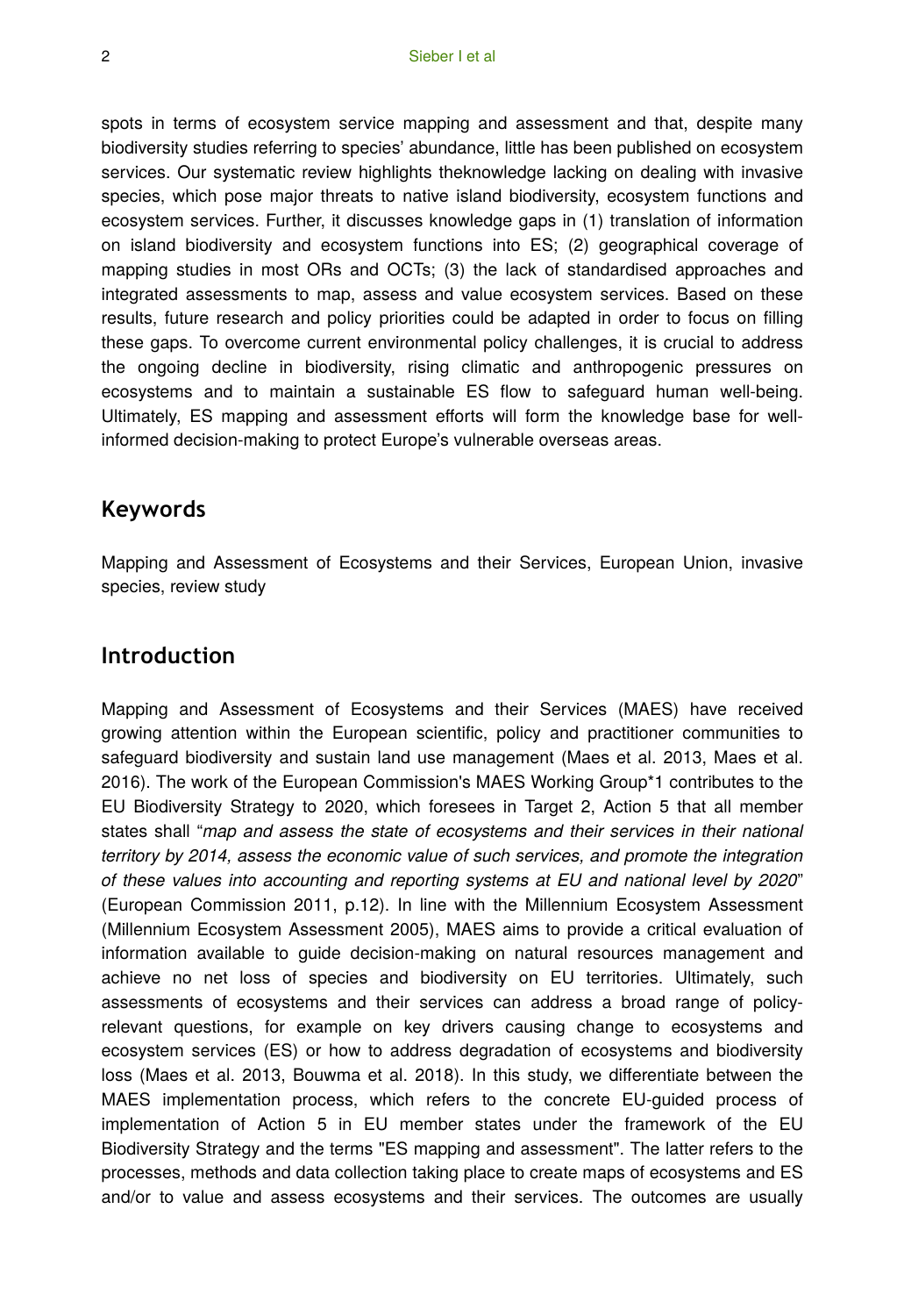spots in terms of ecosystem service mapping and assessment and that, despite many biodiversity studies referring to species' abundance, little has been published on ecosystem services. Our systematic review highlights theknowledge lacking on dealing with invasive species, which pose major threats to native island biodiversity, ecosystem functions and ecosystem services. Further, it discusses knowledge gaps in (1) translation of information on island biodiversity and ecosystem functions into ES; (2) geographical coverage of mapping studies in most ORs and OCTs; (3) the lack of standardised approaches and integrated assessments to map, assess and value ecosystem services. Based on these results, future research and policy priorities could be adapted in order to focus on filling these gaps. To overcome current environmental policy challenges, it is crucial to address the ongoing decline in biodiversity, rising climatic and anthropogenic pressures on ecosystems and to maintain a sustainable ES flow to safeguard human well-being. Ultimately, ES mapping and assessment efforts will form the knowledge base for well-informed decision-making to protect Europe's vulnerable overseas areas.

## Keywords

Mapping and Assessment of Ecosystems and their Services, European Union, invasive species, review study

## Introduction

Mapping and Assessment of Ecosystems and their Services (MAES) have received growing attention within the European scientific, policy and practitioner communities to safeguard biodiversity and sustain land use management (Maes et al. 2013, Maes et al. 2016). The work of the European Commission's MAES Working Group*1 contributes to the EU Biodiversity Strategy to 2020, which foresees in Target 2, Action 5 that all member states shall "*map and assess the state of ecosystems and their services in their national territory by 2014, assess the economic value of such services, and promote the integration of these values into accounting and reporting systems at EU and national level by 2020*" (European Commission 2011, p.12). In line with the Millennium Ecosystem Assessment (Millennium Ecosystem Assessment 2005), MAES aims to provide a critical evaluation of information available to guide decision-making on natural resources management and achieve no net loss of species and biodiversity on EU territories. Ultimately, such assessments of ecosystems and their services can address a broad range of policy-relevant questions, for example on key drivers causing change to ecosystems and ecosystem services (ES) or how to address degradation of ecosystems and biodiversity loss (Maes et al. 2013, Bouwma et al. 2018). In this study, we differentiate between the MAES implementation process, which refers to the concrete EU-guided process of implementation of Action 5 in EU member states under the framework of the EU Biodiversity Strategy and the terms "ES mapping and assessment". The latter refers to the processes, methods and data collection taking place to create maps of ecosystems and ES and/or to value and assess ecosystems and their services. The outcomes are usually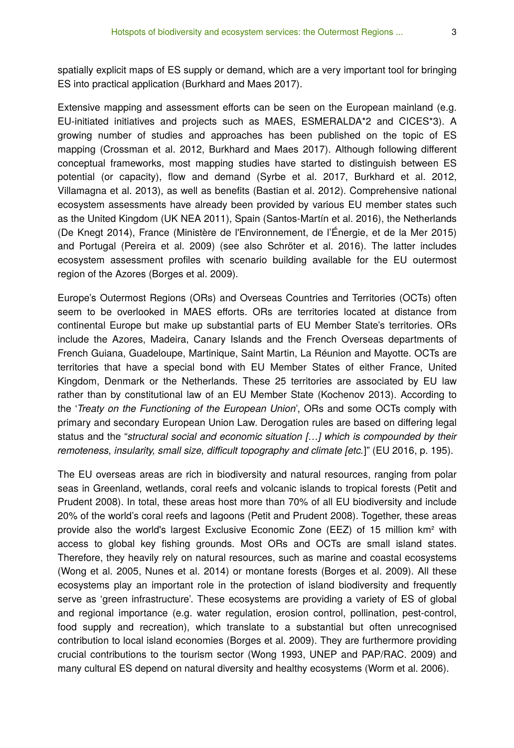spatially explicit maps of ES supply or demand, which are a very important tool for bringing ES into practical application (Burkhard and Maes 2017).

Extensive mapping and assessment efforts can be seen on the European mainland (e.g. EU-initiated initiatives and projects such as MAES, ESMERALDA*2 and CICES*3). A growing number of studies and approaches has been published on the topic of ES mapping (Crossman et al. 2012, Burkhard and Maes 2017). Although following different conceptual frameworks, most mapping studies have started to distinguish between ES potential (or capacity), flow and demand (Syrbe et al. 2017, Burkhard et al. 2012, Villamagna et al. 2013), as well as benefits (Bastian et al. 2012). Comprehensive national ecosystem assessments have already been provided by various EU member states such as the United Kingdom (UK NEA 2011), Spain (Santos-Martín et al. 2016), the Netherlands (De Knegt 2014), France (Ministère de l'Environnement, de l'Énergie, et de la Mer 2015) and Portugal (Pereira et al. 2009) (see also Schröter et al. 2016). The latter includes ecosystem assessment profiles with scenario building available for the EU outermost region of the Azores (Borges et al. 2009).

Europe's Outermost Regions (ORs) and Overseas Countries and Territories (OCTs) often seem to be overlooked in MAES efforts. ORs are territories located at distance from continental Europe but make up substantial parts of EU Member State's territories. ORs include the Azores, Madeira, Canary Islands and the French Overseas departments of French Guiana, Guadeloupe, Martinique, Saint Martin, La Réunion and Mayotte. OCTs are territories that have a special bond with EU Member States of either France, United Kingdom, Denmark or the Netherlands. These 25 territories are associated by EU law rather than by constitutional law of an EU Member State (Kochenov 2013). According to the '*Treaty on the Functioning of the European Union*', ORs and some OCTs comply with primary and secondary European Union Law. Derogation rules are based on differing legal status and the "*structural social and economic situation […] which is compounded by their remoteness, insularity, small size, difficult topography and climate [etc.*]" (EU 2016, p. 195).

The EU overseas areas are rich in biodiversity and natural resources, ranging from polar seas in Greenland, wetlands, coral reefs and volcanic islands to tropical forests (Petit and Prudent 2008). In total, these areas host more than 70% of all EU biodiversity and include 20% of the world's coral reefs and lagoons (Petit and Prudent 2008). Together, these areas provide also the world's largest Exclusive Economic Zone (EEZ) of 15 million km² with access to global key fishing grounds. Most ORs and OCTs are small island states. Therefore, they heavily rely on natural resources, such as marine and coastal ecosystems (Wong et al. 2005, Nunes et al. 2014) or montane forests (Borges et al. 2009). All these ecosystems play an important role in the protection of island biodiversity and frequently serve as 'green infrastructure'. These ecosystems are providing a variety of ES of global and regional importance (e.g. water regulation, erosion control, pollination, pest-control, food supply and recreation), which translate to a substantial but often unrecognised contribution to local island economies (Borges et al. 2009). They are furthermore providing crucial contributions to the tourism sector (Wong 1993, UNEP and PAP/RAC. 2009) and many cultural ES depend on natural diversity and healthy ecosystems (Worm et al. 2006).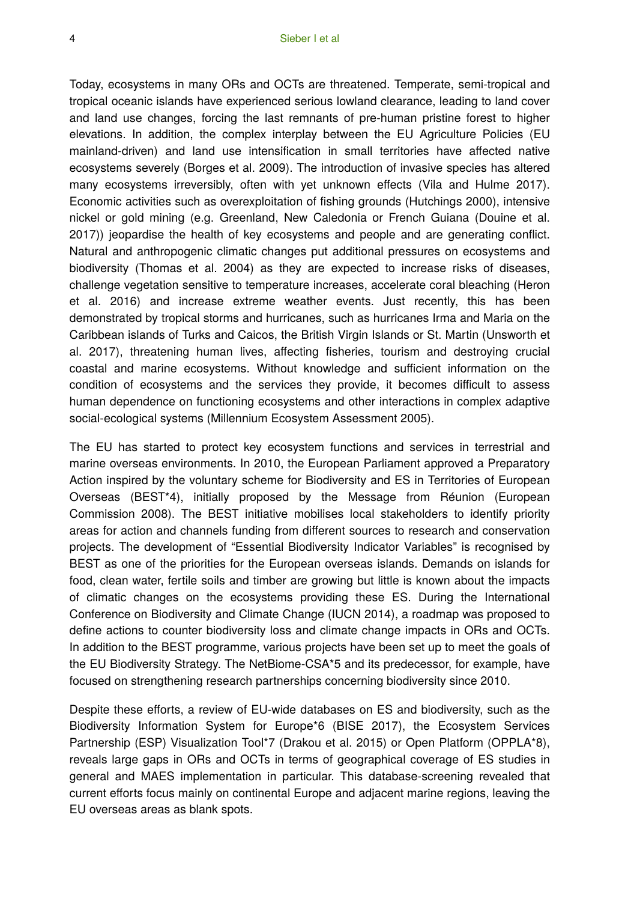Today, ecosystems in many ORs and OCTs are threatened. Temperate, semi-tropical and tropical oceanic islands have experienced serious lowland clearance, leading to land cover and land use changes, forcing the last remnants of pre-human pristine forest to higher elevations. In addition, the complex interplay between the EU Agriculture Policies (EU mainland-driven) and land use intensification in small territories have affected native ecosystems severely (Borges et al. 2009). The introduction of invasive species has altered many ecosystems irreversibly, often with yet unknown effects (Vila and Hulme 2017). Economic activities such as overexploitation of fishing grounds (Hutchings 2000), intensive nickel or gold mining (e.g. Greenland, New Caledonia or French Guiana (Douine et al. 2017)) jeopardise the health of key ecosystems and people and are generating conflict. Natural and anthropogenic climatic changes put additional pressures on ecosystems and biodiversity (Thomas et al. 2004) as they are expected to increase risks of diseases, challenge vegetation sensitive to temperature increases, accelerate coral bleaching (Heron et al. 2016) and increase extreme weather events. Just recently, this has been demonstrated by tropical storms and hurricanes, such as hurricanes Irma and Maria on the Caribbean islands of Turks and Caicos, the British Virgin Islands or St. Martin (Unsworth et al. 2017), threatening human lives, affecting fisheries, tourism and destroying crucial coastal and marine ecosystems. Without knowledge and sufficient information on the condition of ecosystems and the services they provide, it becomes difficult to assess human dependence on functioning ecosystems and other interactions in complex adaptive social-ecological systems (Millennium Ecosystem Assessment 2005).

The EU has started to protect key ecosystem functions and services in terrestrial and marine overseas environments. In 2010, the European Parliament approved a Preparatory Action inspired by the voluntary scheme for Biodiversity and ES in Territories of European Overseas (BEST*4), initially proposed by the Message from Réunion (European Commission 2008). The BEST initiative mobilises local stakeholders to identify priority areas for action and channels funding from different sources to research and conservation projects. The development of "Essential Biodiversity Indicator Variables" is recognised by BEST as one of the priorities for the European overseas islands. Demands on islands for food, clean water, fertile soils and timber are growing but little is known about the impacts of climatic changes on the ecosystems providing these ES. During the International Conference on Biodiversity and Climate Change (IUCN 2014), a roadmap was proposed to define actions to counter biodiversity loss and climate change impacts in ORs and OCTs. In addition to the BEST programme, various projects have been set up to meet the goals of the EU Biodiversity Strategy. The NetBiome-CSA*5 and its predecessor, for example, have focused on strengthening research partnerships concerning biodiversity since 2010.

Despite these efforts, a review of EU-wide databases on ES and biodiversity, such as the Biodiversity Information System for Europe*6 (BISE 2017), the Ecosystem Services Partnership (ESP) Visualization Tool*7 (Drakou et al. 2015) or Open Platform (OPPLA*8), reveals large gaps in ORs and OCTs in terms of geographical coverage of ES studies in general and MAES implementation in particular. This database-screening revealed that current efforts focus mainly on continental Europe and adjacent marine regions, leaving the EU overseas areas as blank spots.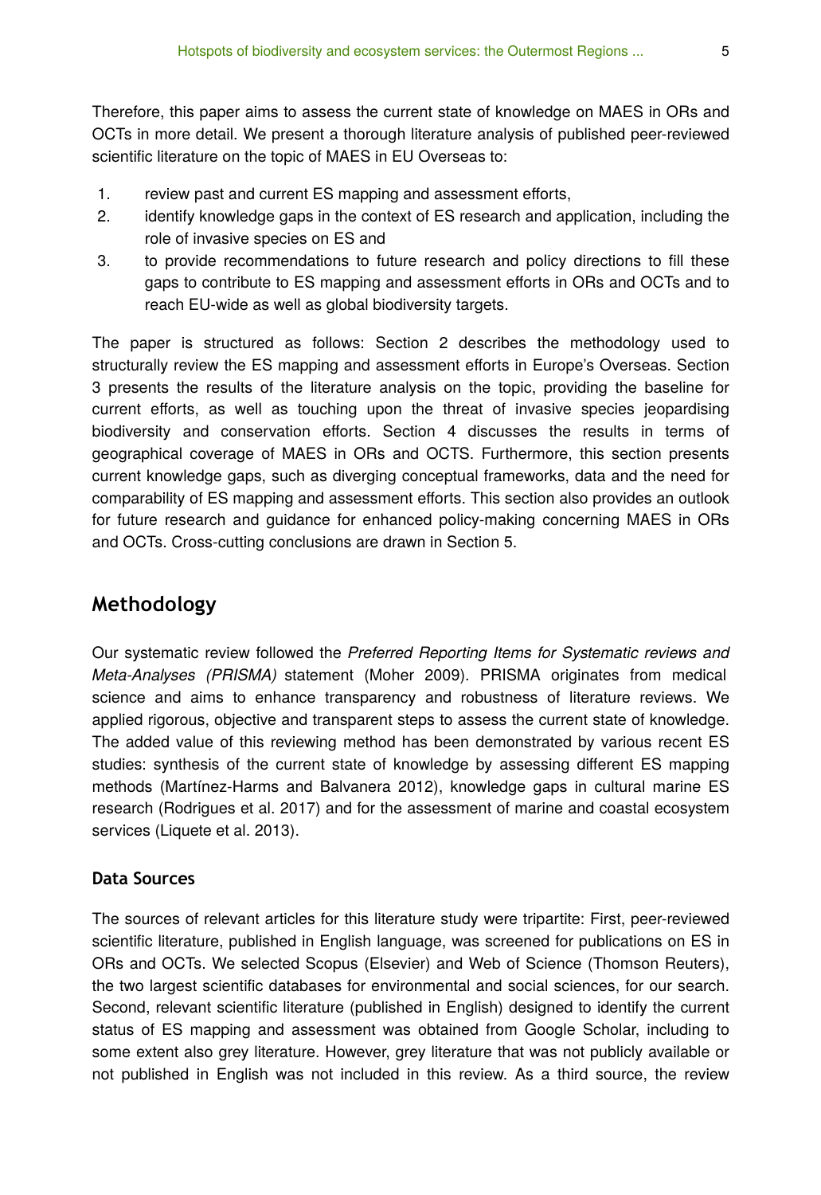Therefore, this paper aims to assess the current state of knowledge on MAES in ORs and OCTs in more detail. We present a thorough literature analysis of published peer-reviewed scientific literature on the topic of MAES in EU Overseas to:

1. review past and current ES mapping and assessment efforts,
2. identify knowledge gaps in the context of ES research and application, including the role of invasive species on ES and
3. to provide recommendations to future research and policy directions to fill these gaps to contribute to ES mapping and assessment efforts in ORs and OCTs and to reach EU-wide as well as global biodiversity targets.

The paper is structured as follows: Section 2 describes the methodology used to structurally review the ES mapping and assessment efforts in Europe's Overseas. Section 3 presents the results of the literature analysis on the topic, providing the baseline for current efforts, as well as touching upon the threat of invasive species jeopardising biodiversity and conservation efforts. Section 4 discusses the results in terms of geographical coverage of MAES in ORs and OCTS. Furthermore, this section presents current knowledge gaps, such as diverging conceptual frameworks, data and the need for comparability of ES mapping and assessment efforts. This section also provides an outlook for future research and guidance for enhanced policy-making concerning MAES in ORs and OCTs. Cross-cutting conclusions are drawn in Section 5.

## Methodology

Our systematic review followed the *Preferred Reporting Items for Systematic reviews and Meta-Analyses (PRISMA)* statement (Moher 2009). PRISMA originates from medical science and aims to enhance transparency and robustness of literature reviews. We applied rigorous, objective and transparent steps to assess the current state of knowledge. The added value of this reviewing method has been demonstrated by various recent ES studies: synthesis of the current state of knowledge by assessing different ES mapping methods (Martínez-Harms and Balvanera 2012), knowledge gaps in cultural marine ES research (Rodrigues et al. 2017) and for the assessment of marine and coastal ecosystem services (Liquete et al. 2013).

### Data Sources

The sources of relevant articles for this literature study were tripartite: First, peer-reviewed scientific literature, published in English language, was screened for publications on ES in ORs and OCTs. We selected Scopus (Elsevier) and Web of Science (Thomson Reuters), the two largest scientific databases for environmental and social sciences, for our search. Second, relevant scientific literature (published in English) designed to identify the current status of ES mapping and assessment was obtained from Google Scholar, including to some extent also grey literature. However, grey literature that was not publicly available or not published in English was not included in this review. As a third source, the review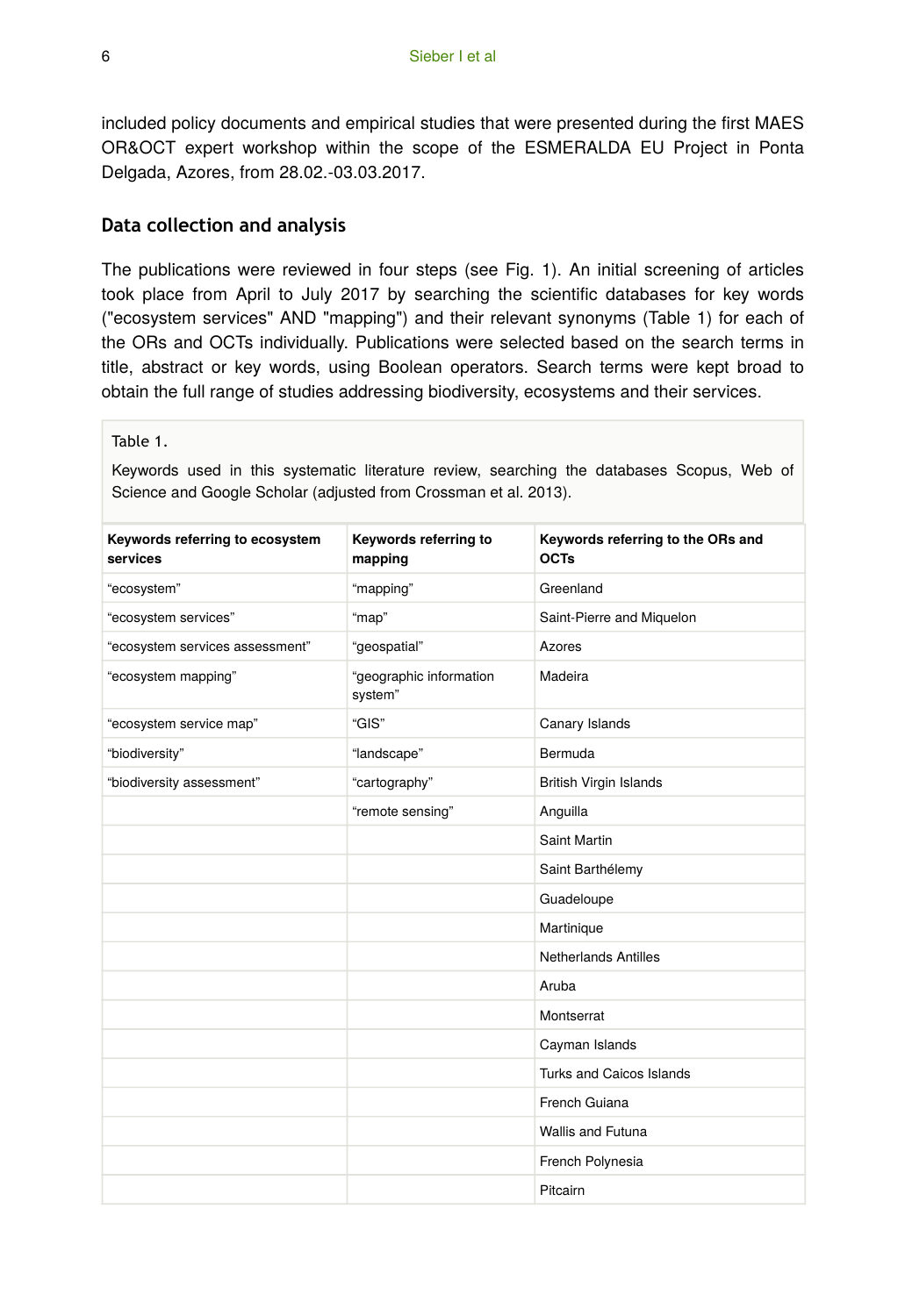included policy documents and empirical studies that were presented during the first MAES OR&OCT expert workshop within the scope of the ESMERALDA EU Project in Ponta Delgada, Azores, from 28.02.-03.03.2017.

### Data collection and analysis

The publications were reviewed in four steps (see Fig. 1). An initial screening of articles took place from April to July 2017 by searching the scientific databases for key words ("ecosystem services" AND "mapping") and their relevant synonyms (Table 1) for each of the ORs and OCTs individually. Publications were selected based on the search terms in title, abstract or key words, using Boolean operators. Search terms were kept broad to obtain the full range of studies addressing biodiversity, ecosystems and their services.

Table 1.

Keywords used in this systematic literature review, searching the databases Scopus, Web of Science and Google Scholar (adjusted from Crossman et al. 2013).

| Keywords referring to ecosystem services | Keywords referring to mapping | Keywords referring to the ORs and OCTs |
|---|---|---|
| “ecosystem” | “mapping” | Greenland |
| “ecosystem services” | “map” | Saint-Pierre and Miquelon |
| “ecosystem services assessment” | “geospatial” | Azores |
| “ecosystem mapping” | “geographic information system” | Madeira |
| “ecosystem service map” | “GIS” | Canary Islands |
| “biodiversity” | “landscape” | Bermuda |
| “biodiversity assessment” | “cartography” | British Virgin Islands |
| | “remote sensing” | Anguilla |
| | | Saint Martin |
| | | Saint Barthélemy |
| | | Guadeloupe |
| | | Martinique |
| | | Netherlands Antilles |
| | | Aruba |
| | | Montserrat |
| | | Cayman Islands |
| | | Turks and Caicos Islands |
| | | French Guiana |
| | | Wallis and Futuna |
| | | French Polynesia |
| | | Pitcairn |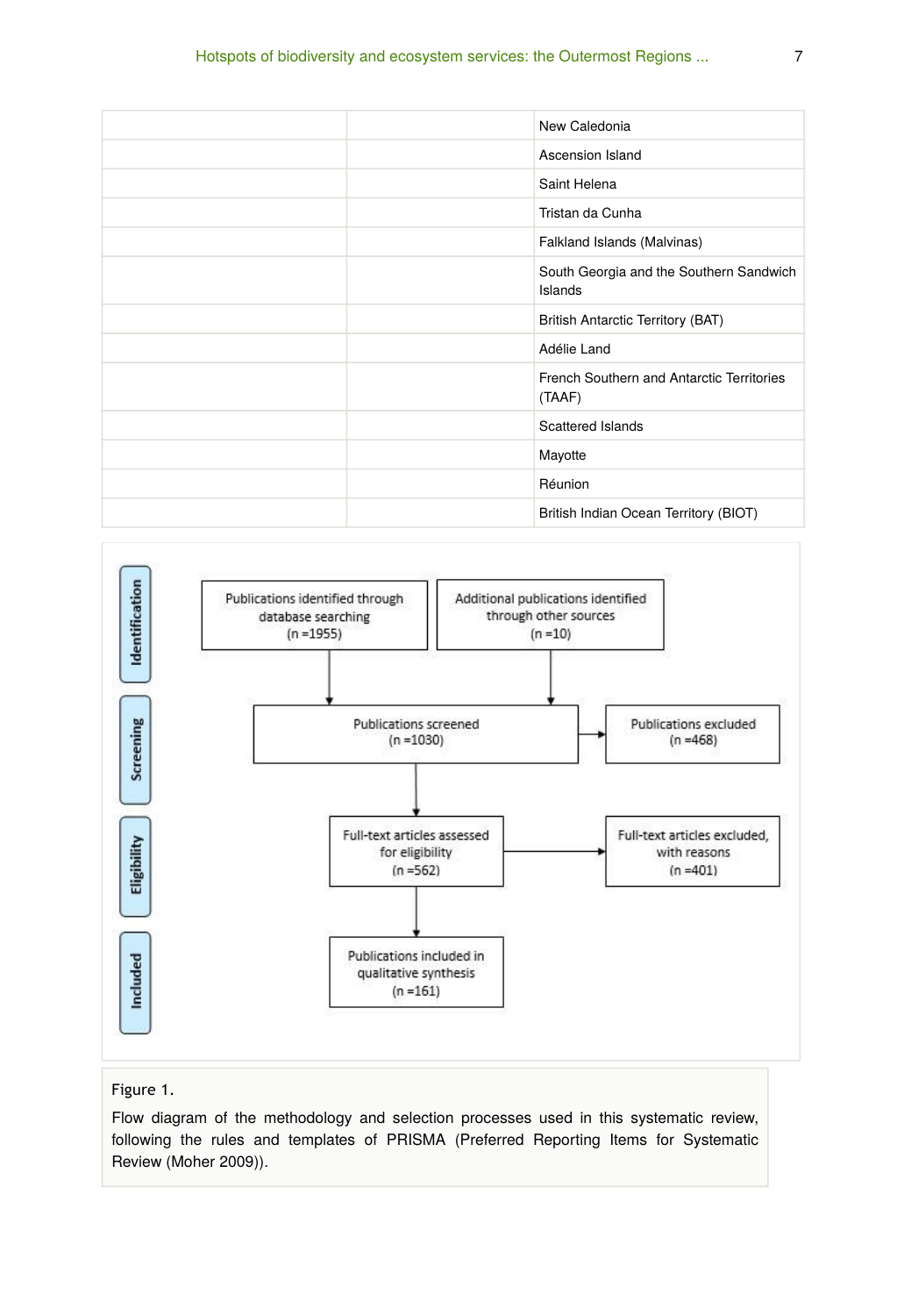| | | |
|---|---|---|
| | | New Caledonia |
| | | Ascension Island |
| | | Saint Helena |
| | | Tristan da Cunha |
| | | Falkland Islands (Malvinas) |
| | | South Georgia and the Southern Sandwich Islands |
| | | British Antarctic Territory (BAT) |
| | | Adélie Land |
| | | French Southern and Antarctic Territories (TAAF) |
| | | Scattered Islands |
| | | Mayotte |
| | | Réunion |
| | | British Indian Ocean Territory (BIOT) |

**Identification**
- Publications identified through database searching (n =1955)
- Additional publications identified through other sources (n =10)

**Screening**
- Publications screened (n =1030)
- Publications excluded (n =468)

**Eligibility**
- Full-text articles assessed for eligibility (n =562)
- Full-text articles excluded, with reasons (n =401)

**Included**
- Publications included in qualitative synthesis (n =161)

Figure 1.

Flow diagram of the methodology and selection processes used in this systematic review, following the rules and templates of PRISMA (Preferred Reporting Items for Systematic Review (Moher 2009)).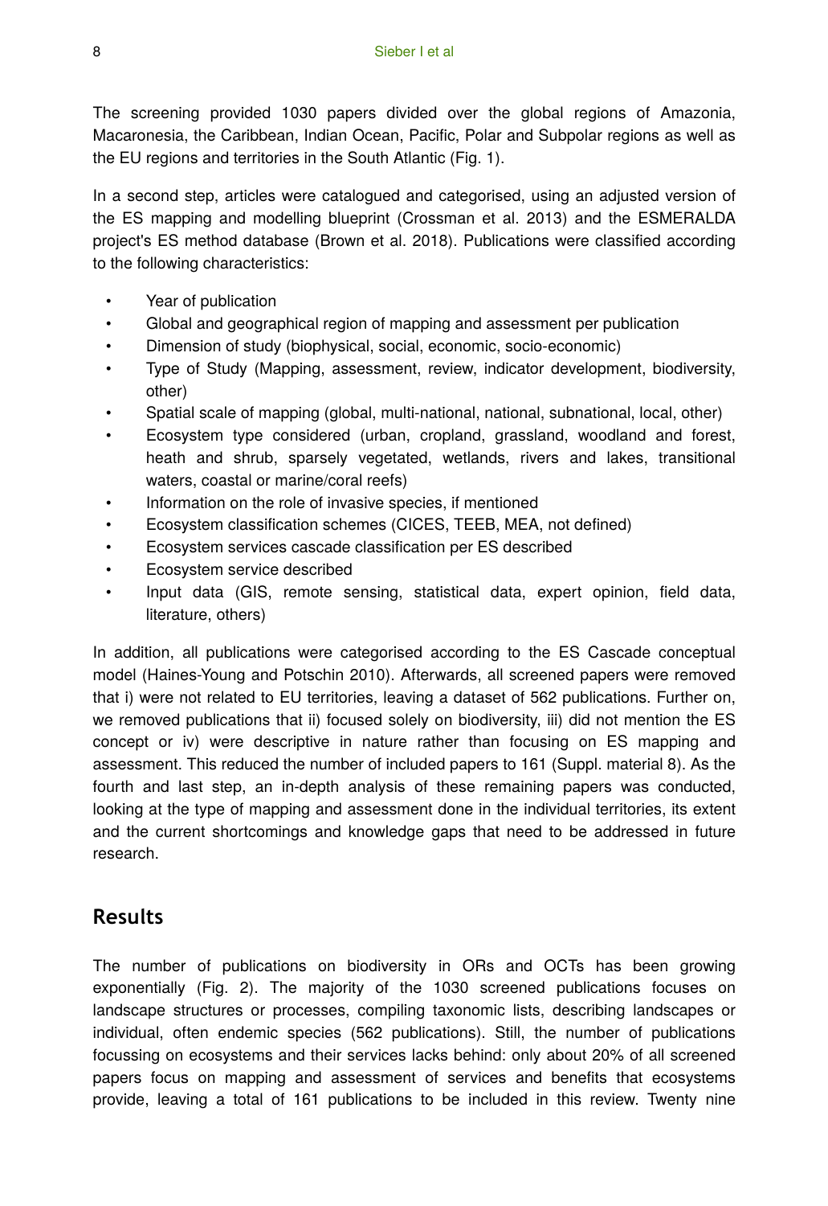The screening provided 1030 papers divided over the global regions of Amazonia, Macaronesia, the Caribbean, Indian Ocean, Pacific, Polar and Subpolar regions as well as the EU regions and territories in the South Atlantic (Fig. 1).

In a second step, articles were catalogued and categorised, using an adjusted version of the ES mapping and modelling blueprint (Crossman et al. 2013) and the ESMERALDA project's ES method database (Brown et al. 2018). Publications were classified according to the following characteristics:

- Year of publication
- Global and geographical region of mapping and assessment per publication
- Dimension of study (biophysical, social, economic, socio-economic)
- Type of Study (Mapping, assessment, review, indicator development, biodiversity, other)
- Spatial scale of mapping (global, multi-national, national, subnational, local, other)
- Ecosystem type considered (urban, cropland, grassland, woodland and forest, heath and shrub, sparsely vegetated, wetlands, rivers and lakes, transitional waters, coastal or marine/coral reefs)
- Information on the role of invasive species, if mentioned
- Ecosystem classification schemes (CICES, TEEB, MEA, not defined)
- Ecosystem services cascade classification per ES described
- Ecosystem service described
- Input data (GIS, remote sensing, statistical data, expert opinion, field data, literature, others)

In addition, all publications were categorised according to the ES Cascade conceptual model (Haines-Young and Potschin 2010). Afterwards, all screened papers were removed that i) were not related to EU territories, leaving a dataset of 562 publications. Further on, we removed publications that ii) focused solely on biodiversity, iii) did not mention the ES concept or iv) were descriptive in nature rather than focusing on ES mapping and assessment. This reduced the number of included papers to 161 (Suppl. material 8). As the fourth and last step, an in-depth analysis of these remaining papers was conducted, looking at the type of mapping and assessment done in the individual territories, its extent and the current shortcomings and knowledge gaps that need to be addressed in future research.

## Results

The number of publications on biodiversity in ORs and OCTs has been growing exponentially (Fig. 2). The majority of the 1030 screened publications focuses on landscape structures or processes, compiling taxonomic lists, describing landscapes or individual, often endemic species (562 publications). Still, the number of publications focussing on ecosystems and their services lacks behind: only about 20% of all screened papers focus on mapping and assessment of services and benefits that ecosystems provide, leaving a total of 161 publications to be included in this review. Twenty nine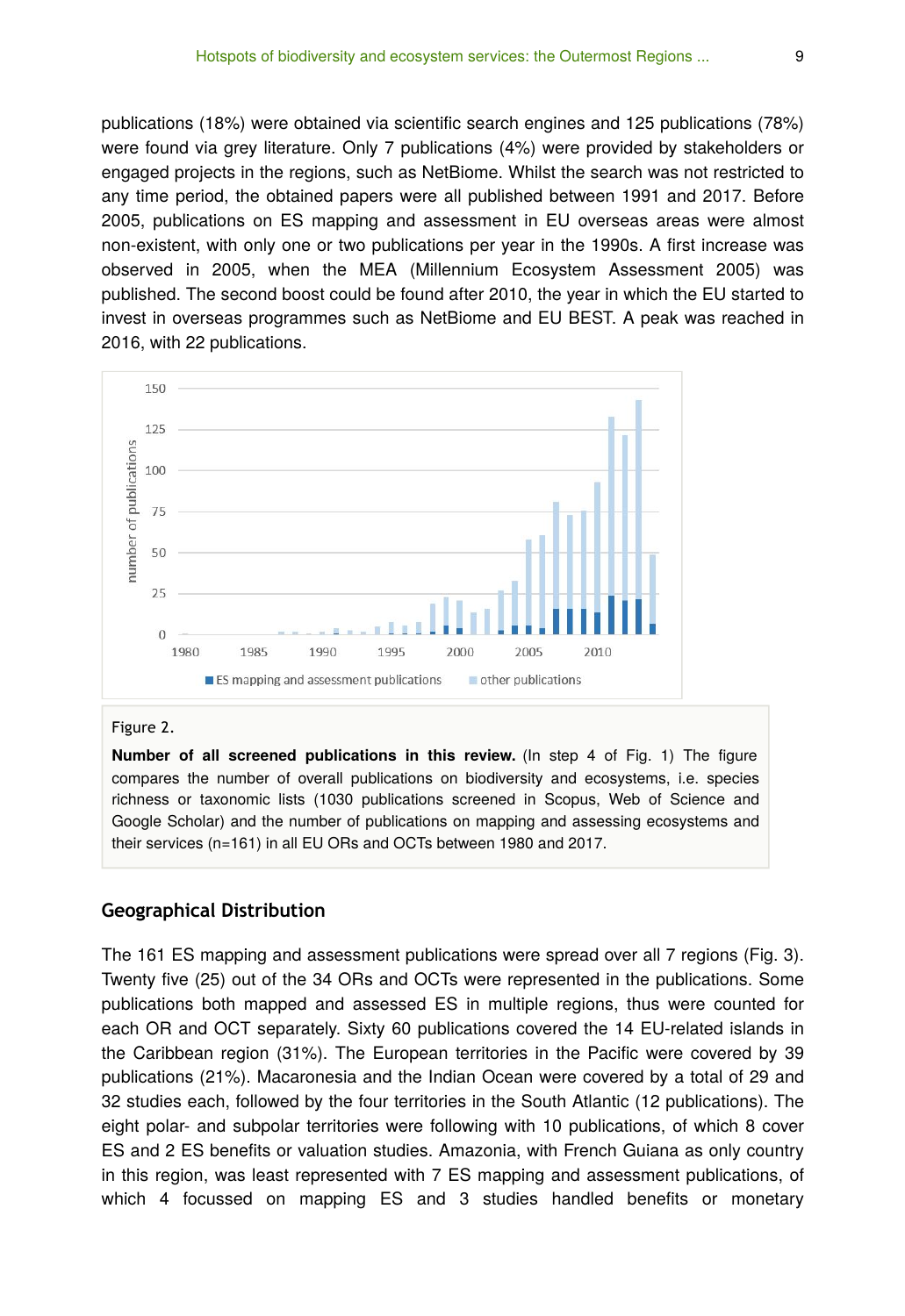publications (18%) were obtained via scientific search engines and 125 publications (78%) were found via grey literature. Only 7 publications (4%) were provided by stakeholders or engaged projects in the regions, such as NetBiome. Whilst the search was not restricted to any time period, the obtained papers were all published between 1991 and 2017. Before 2005, publications on ES mapping and assessment in EU overseas areas were almost non-existent, with only one or two publications per year in the 1990s. A first increase was observed in 2005, when the MEA (Millennium Ecosystem Assessment 2005) was published. The second boost could be found after 2010, the year in which the EU started to invest in overseas programmes such as NetBiome and EU BEST. A peak was reached in 2016, with 22 publications.

Figure 2.

**Number of all screened publications in this review.** (In step 4 of Fig. 1) The figure compares the number of overall publications on biodiversity and ecosystems, i.e. species richness or taxonomic lists (1030 publications screened in Scopus, Web of Science and Google Scholar) and the number of publications on mapping and assessing ecosystems and their services (n=161) in all EU ORs and OCTs between 1980 and 2017.

## Geographical Distribution

The 161 ES mapping and assessment publications were spread over all 7 regions (Fig. 3). Twenty five (25) out of the 34 ORs and OCTs were represented in the publications. Some publications both mapped and assessed ES in multiple regions, thus were counted for each OR and OCT separately. Sixty 60 publications covered the 14 EU-related islands in the Caribbean region (31%). The European territories in the Pacific were covered by 39 publications (21%). Macaronesia and the Indian Ocean were covered by a total of 29 and 32 studies each, followed by the four territories in the South Atlantic (12 publications). The eight polar- and subpolar territories were following with 10 publications, of which 8 cover ES and 2 ES benefits or valuation studies. Amazonia, with French Guiana as only country in this region, was least represented with 7 ES mapping and assessment publications, of which 4 focussed on mapping ES and 3 studies handled benefits or monetary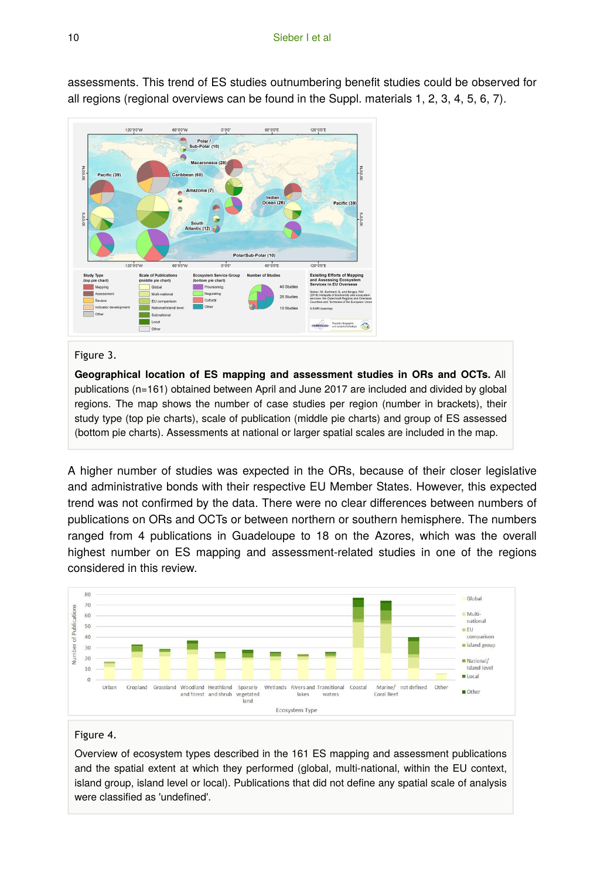assessments. This trend of ES studies outnumbering benefit studies could be observed for all regions (regional overviews can be found in the Suppl. materials 1, 2, 3, 4, 5, 6, 7).

Figure 3.

**Geographical location of ES mapping and assessment studies in ORs and OCTs.** All publications (n=161) obtained between April and June 2017 are included and divided by global regions. The map shows the number of case studies per region (number in brackets), their study type (top pie charts), scale of publication (middle pie charts) and group of ES assessed (bottom pie charts). Assessments at national or larger spatial scales are included in the map.

A higher number of studies was expected in the ORs, because of their closer legislative and administrative bonds with their respective EU Member States. However, this expected trend was not confirmed by the data. There were no clear differences between numbers of publications on ORs and OCTs or between northern or southern hemisphere. The numbers ranged from 4 publications in Guadeloupe to 18 on the Azores, which was the overall highest number on ES mapping and assessment-related studies in one of the regions considered in this review.

Figure 4.

Overview of ecosystem types described in the 161 ES mapping and assessment publications and the spatial extent at which they performed (global, multi-national, within the EU context, island group, island level or local). Publications that did not define any spatial scale of analysis were classified as 'undefined'.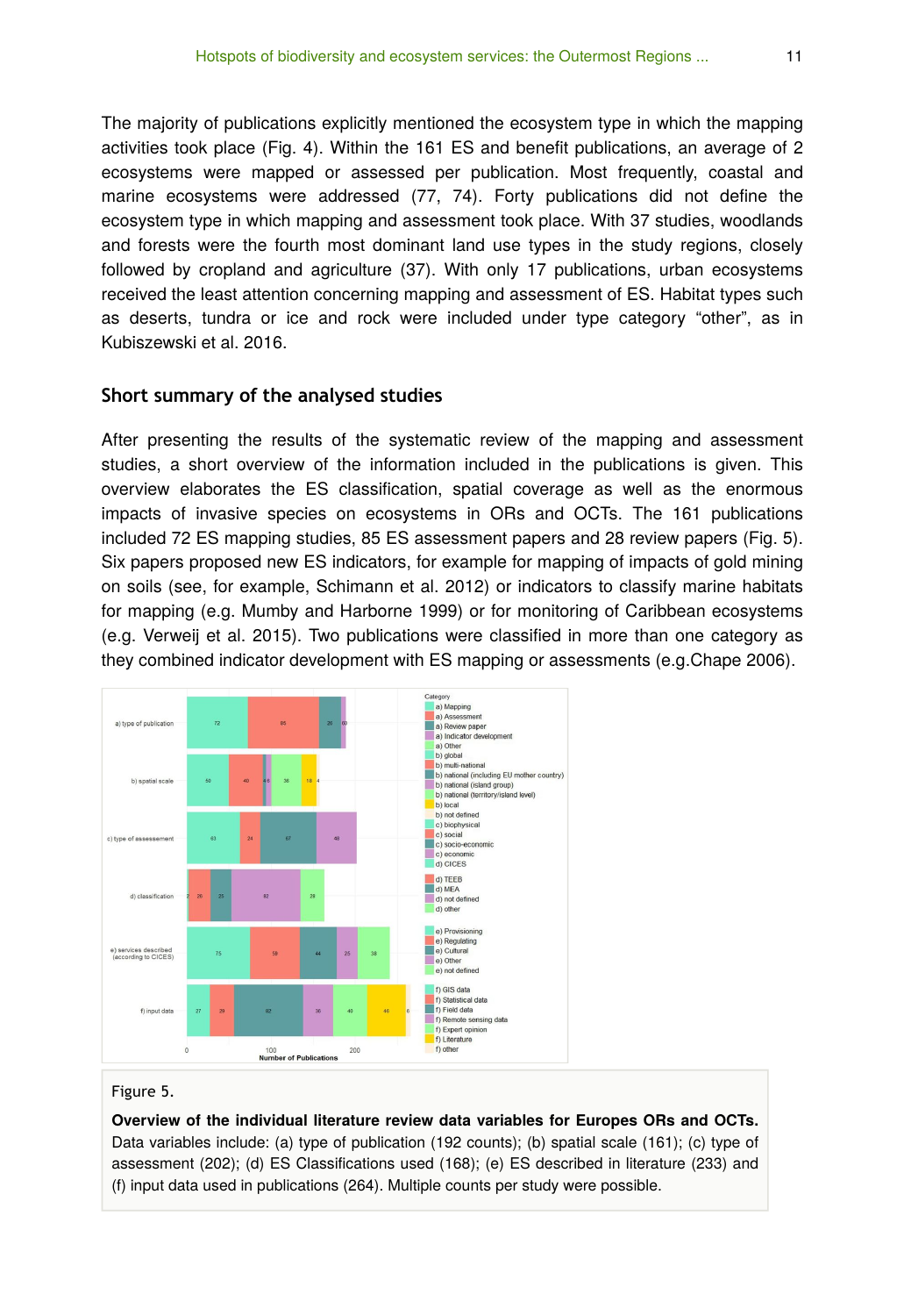The majority of publications explicitly mentioned the ecosystem type in which the mapping activities took place (Fig. 4). Within the 161 ES and benefit publications, an average of 2 ecosystems were mapped or assessed per publication. Most frequently, coastal and marine ecosystems were addressed (77, 74). Forty publications did not define the ecosystem type in which mapping and assessment took place. With 37 studies, woodlands and forests were the fourth most dominant land use types in the study regions, closely followed by cropland and agriculture (37). With only 17 publications, urban ecosystems received the least attention concerning mapping and assessment of ES. Habitat types such as deserts, tundra or ice and rock were included under type category "other", as in Kubiszewski et al. 2016.

## Short summary of the analysed studies

After presenting the results of the systematic review of the mapping and assessment studies, a short overview of the information included in the publications is given. This overview elaborates the ES classification, spatial coverage as well as the enormous impacts of invasive species on ecosystems in ORs and OCTs. The 161 publications included 72 ES mapping studies, 85 ES assessment papers and 28 review papers (Fig. 5). Six papers proposed new ES indicators, for example for mapping of impacts of gold mining on soils (see, for example, Schimann et al. 2012) or indicators to classify marine habitats for mapping (e.g. Mumby and Harborne 1999) or for monitoring of Caribbean ecosystems (e.g. Verweij et al. 2015). Two publications were classified in more than one category as they combined indicator development with ES mapping or assessments (e.g.Chape 2006).

Figure 5.

**Overview of the individual literature review data variables for Europes ORs and OCTs.** Data variables include: (a) type of publication (192 counts); (b) spatial scale (161); (c) type of assessment (202); (d) ES Classifications used (168); (e) ES described in literature (233) and (f) input data used in publications (264). Multiple counts per study were possible.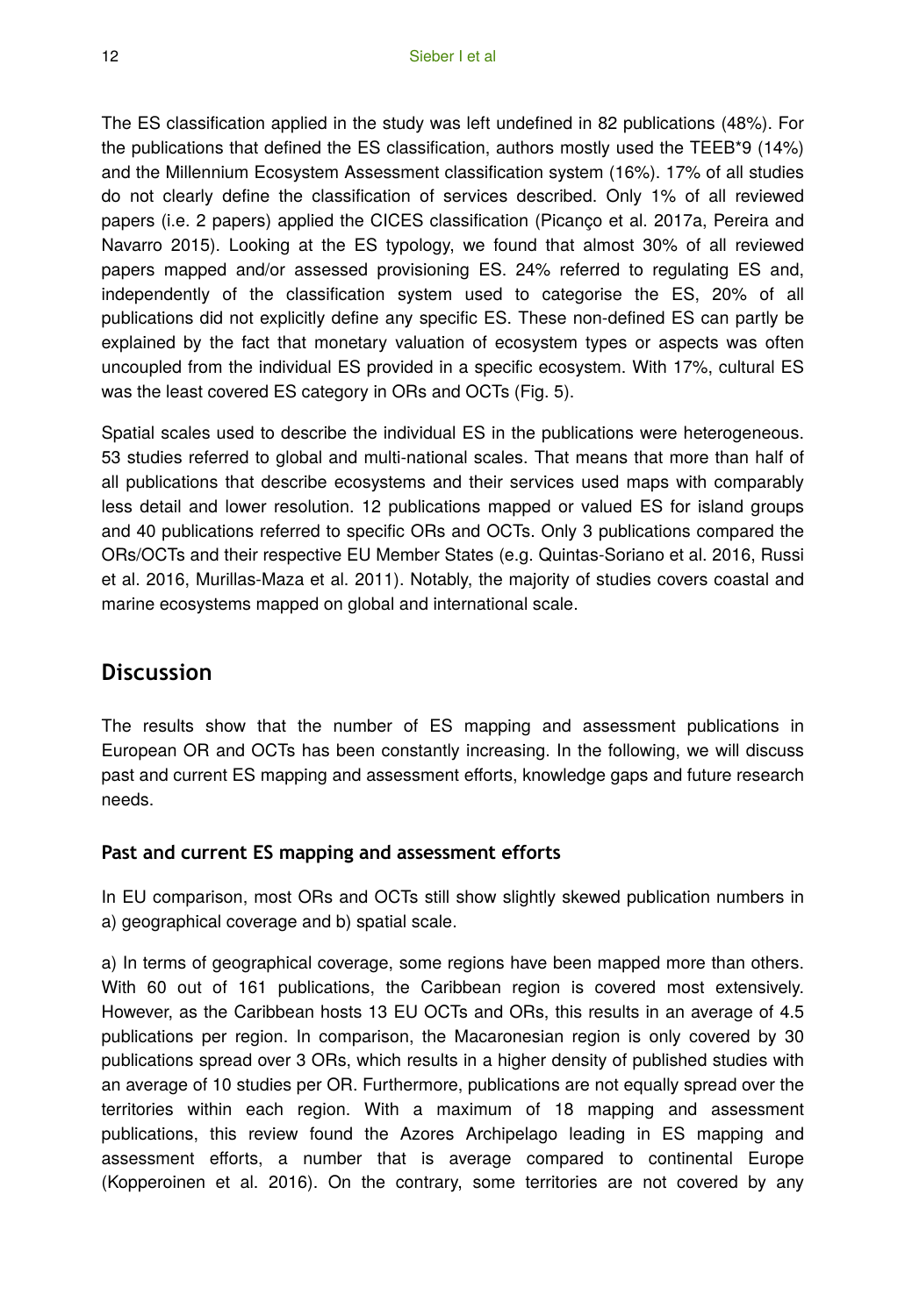The ES classification applied in the study was left undefined in 82 publications (48%). For the publications that defined the ES classification, authors mostly used the TEEB*9 (14%) and the Millennium Ecosystem Assessment classification system (16%). 17% of all studies do not clearly define the classification of services described. Only 1% of all reviewed papers (i.e. 2 papers) applied the CICES classification (Picanço et al. 2017a, Pereira and Navarro 2015). Looking at the ES typology, we found that almost 30% of all reviewed papers mapped and/or assessed provisioning ES. 24% referred to regulating ES and, independently of the classification system used to categorise the ES, 20% of all publications did not explicitly define any specific ES. These non-defined ES can partly be explained by the fact that monetary valuation of ecosystem types or aspects was often uncoupled from the individual ES provided in a specific ecosystem. With 17%, cultural ES was the least covered ES category in ORs and OCTs (Fig. 5).

Spatial scales used to describe the individual ES in the publications were heterogeneous. 53 studies referred to global and multi-national scales. That means that more than half of all publications that describe ecosystems and their services used maps with comparably less detail and lower resolution. 12 publications mapped or valued ES for island groups and 40 publications referred to specific ORs and OCTs. Only 3 publications compared the ORs/OCTs and their respective EU Member States (e.g. Quintas-Soriano et al. 2016, Russi et al. 2016, Murillas-Maza et al. 2011). Notably, the majority of studies covers coastal and marine ecosystems mapped on global and international scale.

## Discussion

The results show that the number of ES mapping and assessment publications in European OR and OCTs has been constantly increasing. In the following, we will discuss past and current ES mapping and assessment efforts, knowledge gaps and future research needs.

### Past and current ES mapping and assessment efforts

In EU comparison, most ORs and OCTs still show slightly skewed publication numbers in a) geographical coverage and b) spatial scale.

a) In terms of geographical coverage, some regions have been mapped more than others. With 60 out of 161 publications, the Caribbean region is covered most extensively. However, as the Caribbean hosts 13 EU OCTs and ORs, this results in an average of 4.5 publications per region. In comparison, the Macaronesian region is only covered by 30 publications spread over 3 ORs, which results in a higher density of published studies with an average of 10 studies per OR. Furthermore, publications are not equally spread over the territories within each region. With a maximum of 18 mapping and assessment publications, this review found the Azores Archipelago leading in ES mapping and assessment efforts, a number that is average compared to continental Europe (Kopperoinen et al. 2016). On the contrary, some territories are not covered by any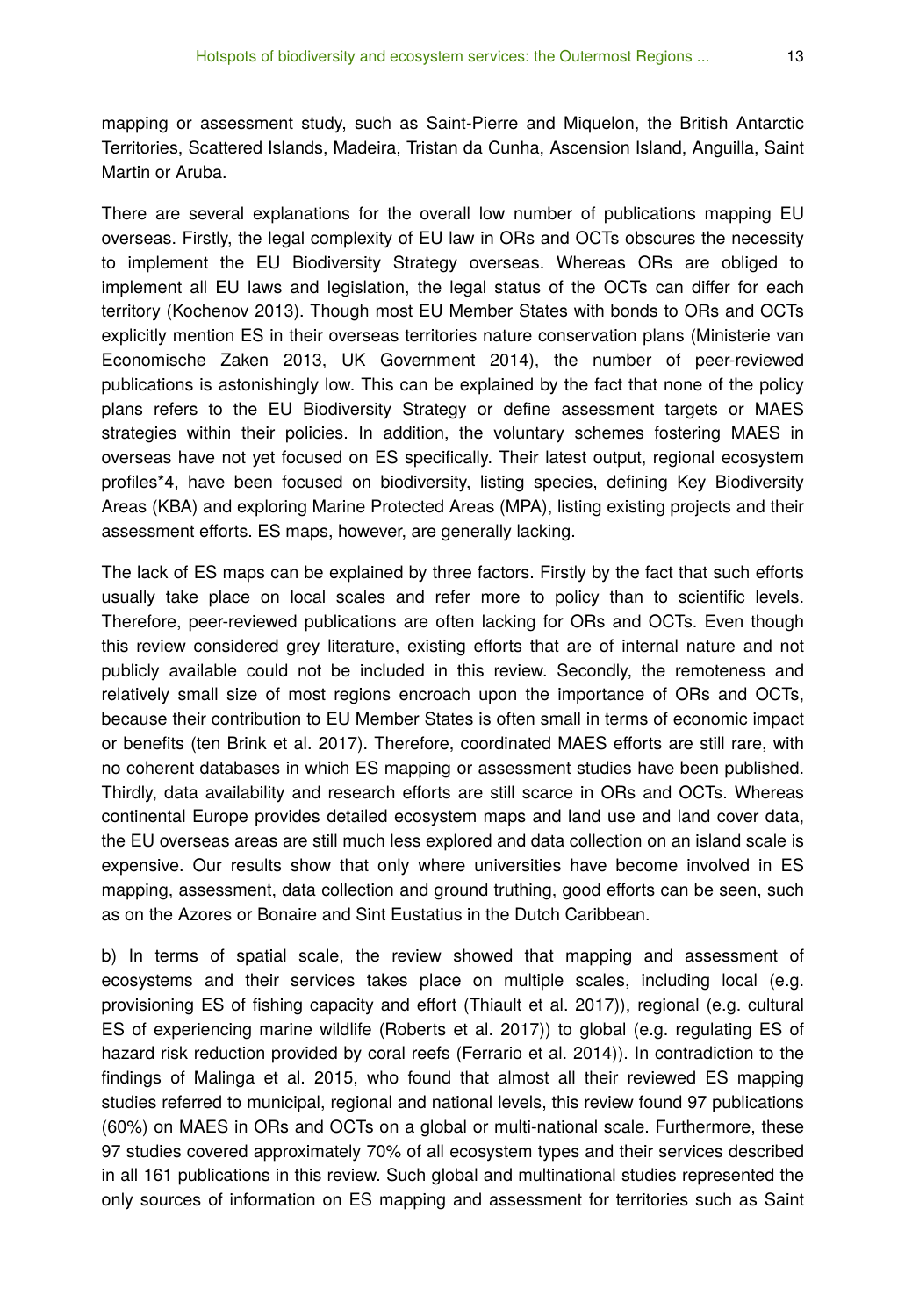mapping or assessment study, such as Saint-Pierre and Miquelon, the British Antarctic Territories, Scattered Islands, Madeira, Tristan da Cunha, Ascension Island, Anguilla, Saint Martin or Aruba.

There are several explanations for the overall low number of publications mapping EU overseas. Firstly, the legal complexity of EU law in ORs and OCTs obscures the necessity to implement the EU Biodiversity Strategy overseas. Whereas ORs are obliged to implement all EU laws and legislation, the legal status of the OCTs can differ for each territory (Kochenov 2013). Though most EU Member States with bonds to ORs and OCTs explicitly mention ES in their overseas territories nature conservation plans (Ministerie van Economische Zaken 2013, UK Government 2014), the number of peer-reviewed publications is astonishingly low. This can be explained by the fact that none of the policy plans refers to the EU Biodiversity Strategy or define assessment targets or MAES strategies within their policies. In addition, the voluntary schemes fostering MAES in overseas have not yet focused on ES specifically. Their latest output, regional ecosystem profiles*4, have been focused on biodiversity, listing species, defining Key Biodiversity Areas (KBA) and exploring Marine Protected Areas (MPA), listing existing projects and their assessment efforts. ES maps, however, are generally lacking.

The lack of ES maps can be explained by three factors. Firstly by the fact that such efforts usually take place on local scales and refer more to policy than to scientific levels. Therefore, peer-reviewed publications are often lacking for ORs and OCTs. Even though this review considered grey literature, existing efforts that are of internal nature and not publicly available could not be included in this review. Secondly, the remoteness and relatively small size of most regions encroach upon the importance of ORs and OCTs, because their contribution to EU Member States is often small in terms of economic impact or benefits (ten Brink et al. 2017). Therefore, coordinated MAES efforts are still rare, with no coherent databases in which ES mapping or assessment studies have been published. Thirdly, data availability and research efforts are still scarce in ORs and OCTs. Whereas continental Europe provides detailed ecosystem maps and land use and land cover data, the EU overseas areas are still much less explored and data collection on an island scale is expensive. Our results show that only where universities have become involved in ES mapping, assessment, data collection and ground truthing, good efforts can be seen, such as on the Azores or Bonaire and Sint Eustatius in the Dutch Caribbean.

b) In terms of spatial scale, the review showed that mapping and assessment of ecosystems and their services takes place on multiple scales, including local (e.g. provisioning ES of fishing capacity and effort (Thiault et al. 2017)), regional (e.g. cultural ES of experiencing marine wildlife (Roberts et al. 2017)) to global (e.g. regulating ES of hazard risk reduction provided by coral reefs (Ferrario et al. 2014)). In contradiction to the findings of Malinga et al. 2015, who found that almost all their reviewed ES mapping studies referred to municipal, regional and national levels, this review found 97 publications (60%) on MAES in ORs and OCTs on a global or multi-national scale. Furthermore, these 97 studies covered approximately 70% of all ecosystem types and their services described in all 161 publications in this review. Such global and multinational studies represented the only sources of information on ES mapping and assessment for territories such as Saint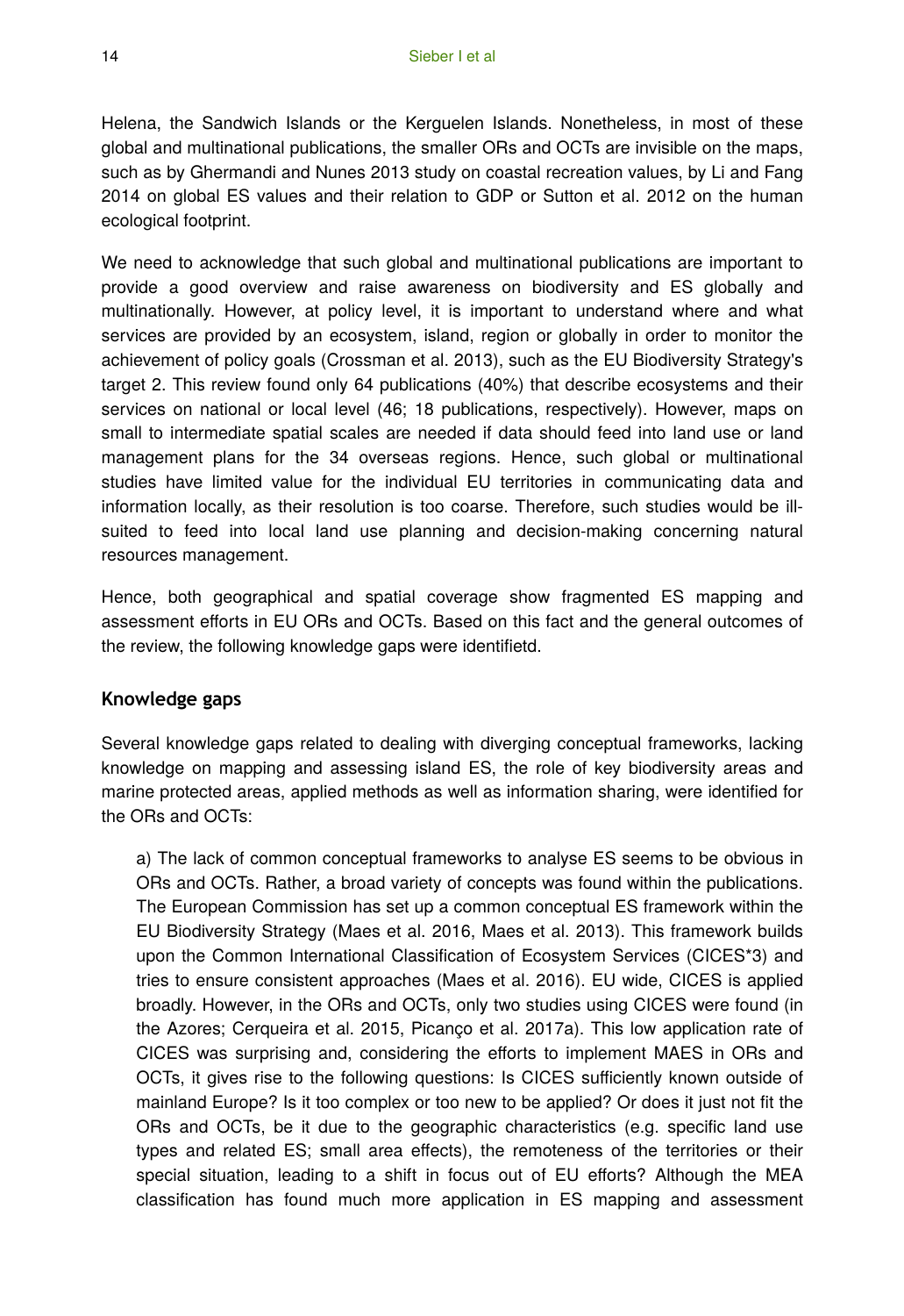Helena, the Sandwich Islands or the Kerguelen Islands. Nonetheless, in most of these global and multinational publications, the smaller ORs and OCTs are invisible on the maps, such as by Ghermandi and Nunes 2013 study on coastal recreation values, by Li and Fang 2014 on global ES values and their relation to GDP or Sutton et al. 2012 on the human ecological footprint.

We need to acknowledge that such global and multinational publications are important to provide a good overview and raise awareness on biodiversity and ES globally and multinationally. However, at policy level, it is important to understand where and what services are provided by an ecosystem, island, region or globally in order to monitor the achievement of policy goals (Crossman et al. 2013), such as the EU Biodiversity Strategy's target 2. This review found only 64 publications (40%) that describe ecosystems and their services on national or local level (46; 18 publications, respectively). However, maps on small to intermediate spatial scales are needed if data should feed into land use or land management plans for the 34 overseas regions. Hence, such global or multinational studies have limited value for the individual EU territories in communicating data and information locally, as their resolution is too coarse. Therefore, such studies would be ill-suited to feed into local land use planning and decision-making concerning natural resources management.

Hence, both geographical and spatial coverage show fragmented ES mapping and assessment efforts in EU ORs and OCTs. Based on this fact and the general outcomes of the review, the following knowledge gaps were identifietd.

### Knowledge gaps

Several knowledge gaps related to dealing with diverging conceptual frameworks, lacking knowledge on mapping and assessing island ES, the role of key biodiversity areas and marine protected areas, applied methods as well as information sharing, were identified for the ORs and OCTs:

a) The lack of common conceptual frameworks to analyse ES seems to be obvious in ORs and OCTs. Rather, a broad variety of concepts was found within the publications. The European Commission has set up a common conceptual ES framework within the EU Biodiversity Strategy (Maes et al. 2016, Maes et al. 2013). This framework builds upon the Common International Classification of Ecosystem Services (CICES*3) and tries to ensure consistent approaches (Maes et al. 2016). EU wide, CICES is applied broadly. However, in the ORs and OCTs, only two studies using CICES were found (in the Azores; Cerqueira et al. 2015, Picanço et al. 2017a). This low application rate of CICES was surprising and, considering the efforts to implement MAES in ORs and OCTs, it gives rise to the following questions: Is CICES sufficiently known outside of mainland Europe? Is it too complex or too new to be applied? Or does it just not fit the ORs and OCTs, be it due to the geographic characteristics (e.g. specific land use types and related ES; small area effects), the remoteness of the territories or their special situation, leading to a shift in focus out of EU efforts? Although the MEA classification has found much more application in ES mapping and assessment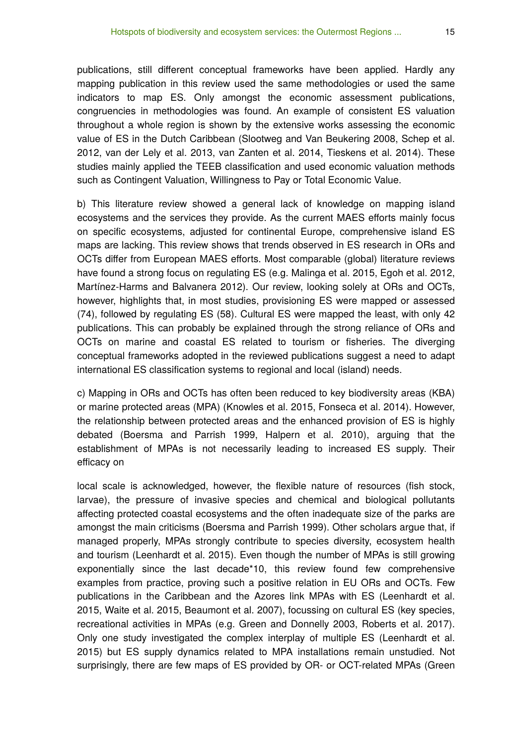publications, still different conceptual frameworks have been applied. Hardly any mapping publication in this review used the same methodologies or used the same indicators to map ES. Only amongst the economic assessment publications, congruencies in methodologies was found. An example of consistent ES valuation throughout a whole region is shown by the extensive works assessing the economic value of ES in the Dutch Caribbean (Slootweg and Van Beukering 2008, Schep et al. 2012, van der Lely et al. 2013, van Zanten et al. 2014, Tieskens et al. 2014). These studies mainly applied the TEEB classification and used economic valuation methods such as Contingent Valuation, Willingness to Pay or Total Economic Value.

b) This literature review showed a general lack of knowledge on mapping island ecosystems and the services they provide. As the current MAES efforts mainly focus on specific ecosystems, adjusted for continental Europe, comprehensive island ES maps are lacking. This review shows that trends observed in ES research in ORs and OCTs differ from European MAES efforts. Most comparable (global) literature reviews have found a strong focus on regulating ES (e.g. Malinga et al. 2015, Egoh et al. 2012, Martínez-Harms and Balvanera 2012). Our review, looking solely at ORs and OCTs, however, highlights that, in most studies, provisioning ES were mapped or assessed (74), followed by regulating ES (58). Cultural ES were mapped the least, with only 42 publications. This can probably be explained through the strong reliance of ORs and OCTs on marine and coastal ES related to tourism or fisheries. The diverging conceptual frameworks adopted in the reviewed publications suggest a need to adapt international ES classification systems to regional and local (island) needs.

c) Mapping in ORs and OCTs has often been reduced to key biodiversity areas (KBA) or marine protected areas (MPA) (Knowles et al. 2015, Fonseca et al. 2014). However, the relationship between protected areas and the enhanced provision of ES is highly debated (Boersma and Parrish 1999, Halpern et al. 2010), arguing that the establishment of MPAs is not necessarily leading to increased ES supply. Their efficacy on local scale is acknowledged, however, the flexible nature of resources (fish stock, larvae), the pressure of invasive species and chemical and biological pollutants affecting protected coastal ecosystems and the often inadequate size of the parks are amongst the main criticisms (Boersma and Parrish 1999). Other scholars argue that, if managed properly, MPAs strongly contribute to species diversity, ecosystem health and tourism (Leenhardt et al. 2015). Even though the number of MPAs is still growing exponentially since the last decade*10, this review found few comprehensive examples from practice, proving such a positive relation in EU ORs and OCTs. Few publications in the Caribbean and the Azores link MPAs with ES (Leenhardt et al. 2015, Waite et al. 2015, Beaumont et al. 2007), focussing on cultural ES (key species, recreational activities in MPAs (e.g. Green and Donnelly 2003, Roberts et al. 2017). Only one study investigated the complex interplay of multiple ES (Leenhardt et al. 2015) but ES supply dynamics related to MPA installations remain unstudied. Not surprisingly, there are few maps of ES provided by OR- or OCT-related MPAs (Green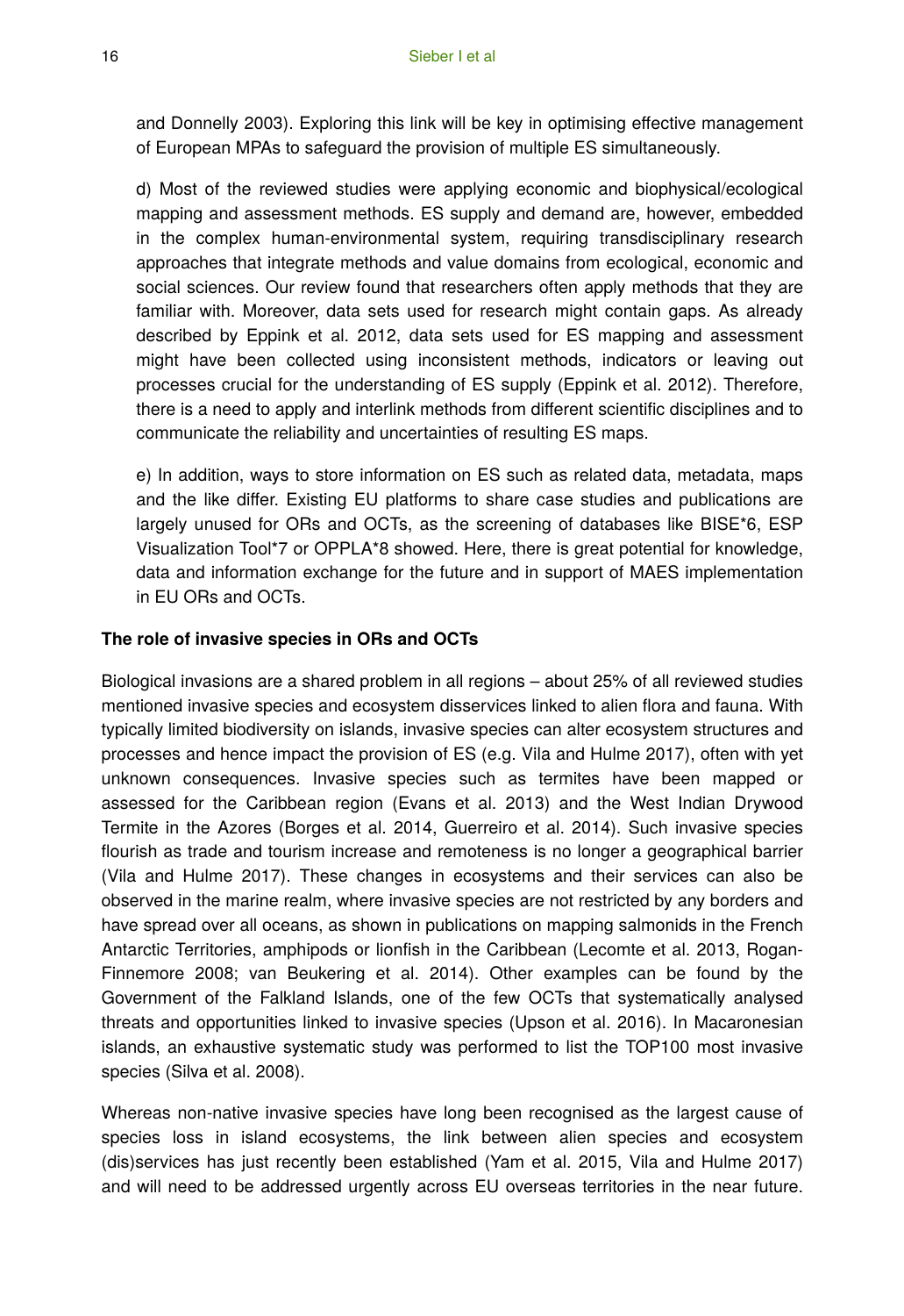and Donnelly 2003). Exploring this link will be key in optimising effective management of European MPAs to safeguard the provision of multiple ES simultaneously.

d) Most of the reviewed studies were applying economic and biophysical/ecological mapping and assessment methods. ES supply and demand are, however, embedded in the complex human-environmental system, requiring transdisciplinary research approaches that integrate methods and value domains from ecological, economic and social sciences. Our review found that researchers often apply methods that they are familiar with. Moreover, data sets used for research might contain gaps. As already described by Eppink et al. 2012, data sets used for ES mapping and assessment might have been collected using inconsistent methods, indicators or leaving out processes crucial for the understanding of ES supply (Eppink et al. 2012). Therefore, there is a need to apply and interlink methods from different scientific disciplines and to communicate the reliability and uncertainties of resulting ES maps.

e) In addition, ways to store information on ES such as related data, metadata, maps and the like differ. Existing EU platforms to share case studies and publications are largely unused for ORs and OCTs, as the screening of databases like BISE*6, ESP Visualization Tool*7 or OPPLA*8 showed. Here, there is great potential for knowledge, data and information exchange for the future and in support of MAES implementation in EU ORs and OCTs.

**The role of invasive species in ORs and OCTs**

Biological invasions are a shared problem in all regions – about 25% of all reviewed studies mentioned invasive species and ecosystem disservices linked to alien flora and fauna. With typically limited biodiversity on islands, invasive species can alter ecosystem structures and processes and hence impact the provision of ES (e.g. Vila and Hulme 2017), often with yet unknown consequences. Invasive species such as termites have been mapped or assessed for the Caribbean region (Evans et al. 2013) and the West Indian Drywood Termite in the Azores (Borges et al. 2014, Guerreiro et al. 2014). Such invasive species flourish as trade and tourism increase and remoteness is no longer a geographical barrier (Vila and Hulme 2017). These changes in ecosystems and their services can also be observed in the marine realm, where invasive species are not restricted by any borders and have spread over all oceans, as shown in publications on mapping salmonids in the French Antarctic Territories, amphipods or lionfish in the Caribbean (Lecomte et al. 2013, Rogan-Finnemore 2008; van Beukering et al. 2014). Other examples can be found by the Government of the Falkland Islands, one of the few OCTs that systematically analysed threats and opportunities linked to invasive species (Upson et al. 2016). In Macaronesian islands, an exhaustive systematic study was performed to list the TOP100 most invasive species (Silva et al. 2008).

Whereas non-native invasive species have long been recognised as the largest cause of species loss in island ecosystems, the link between alien species and ecosystem (dis)services has just recently been established (Yam et al. 2015, Vila and Hulme 2017) and will need to be addressed urgently across EU overseas territories in the near future.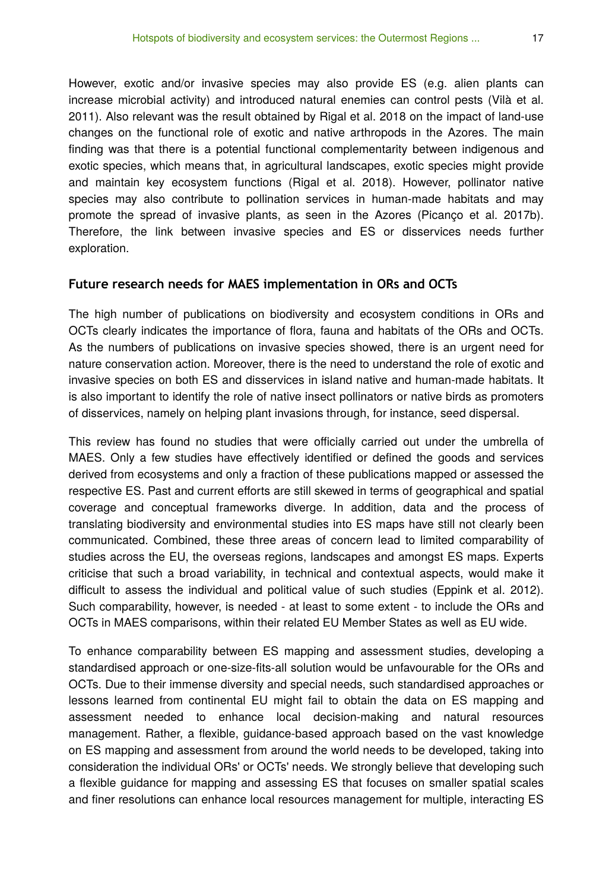However, exotic and/or invasive species may also provide ES (e.g. alien plants can increase microbial activity) and introduced natural enemies can control pests (Vilà et al. 2011). Also relevant was the result obtained by Rigal et al. 2018 on the impact of land-use changes on the functional role of exotic and native arthropods in the Azores. The main finding was that there is a potential functional complementarity between indigenous and exotic species, which means that, in agricultural landscapes, exotic species might provide and maintain key ecosystem functions (Rigal et al. 2018). However, pollinator native species may also contribute to pollination services in human-made habitats and may promote the spread of invasive plants, as seen in the Azores (Picanço et al. 2017b). Therefore, the link between invasive species and ES or disservices needs further exploration.

### Future research needs for MAES implementation in ORs and OCTs

The high number of publications on biodiversity and ecosystem conditions in ORs and OCTs clearly indicates the importance of flora, fauna and habitats of the ORs and OCTs. As the numbers of publications on invasive species showed, there is an urgent need for nature conservation action. Moreover, there is the need to understand the role of exotic and invasive species on both ES and disservices in island native and human-made habitats. It is also important to identify the role of native insect pollinators or native birds as promoters of disservices, namely on helping plant invasions through, for instance, seed dispersal.

This review has found no studies that were officially carried out under the umbrella of MAES. Only a few studies have effectively identified or defined the goods and services derived from ecosystems and only a fraction of these publications mapped or assessed the respective ES. Past and current efforts are still skewed in terms of geographical and spatial coverage and conceptual frameworks diverge. In addition, data and the process of translating biodiversity and environmental studies into ES maps have still not clearly been communicated. Combined, these three areas of concern lead to limited comparability of studies across the EU, the overseas regions, landscapes and amongst ES maps. Experts criticise that such a broad variability, in technical and contextual aspects, would make it difficult to assess the individual and political value of such studies (Eppink et al. 2012). Such comparability, however, is needed - at least to some extent - to include the ORs and OCTs in MAES comparisons, within their related EU Member States as well as EU wide.

To enhance comparability between ES mapping and assessment studies, developing a standardised approach or one-size-fits-all solution would be unfavourable for the ORs and OCTs. Due to their immense diversity and special needs, such standardised approaches or lessons learned from continental EU might fail to obtain the data on ES mapping and assessment needed to enhance local decision-making and natural resources management. Rather, a flexible, guidance-based approach based on the vast knowledge on ES mapping and assessment from around the world needs to be developed, taking into consideration the individual ORs' or OCTs' needs. We strongly believe that developing such a flexible guidance for mapping and assessing ES that focuses on smaller spatial scales and finer resolutions can enhance local resources management for multiple, interacting ES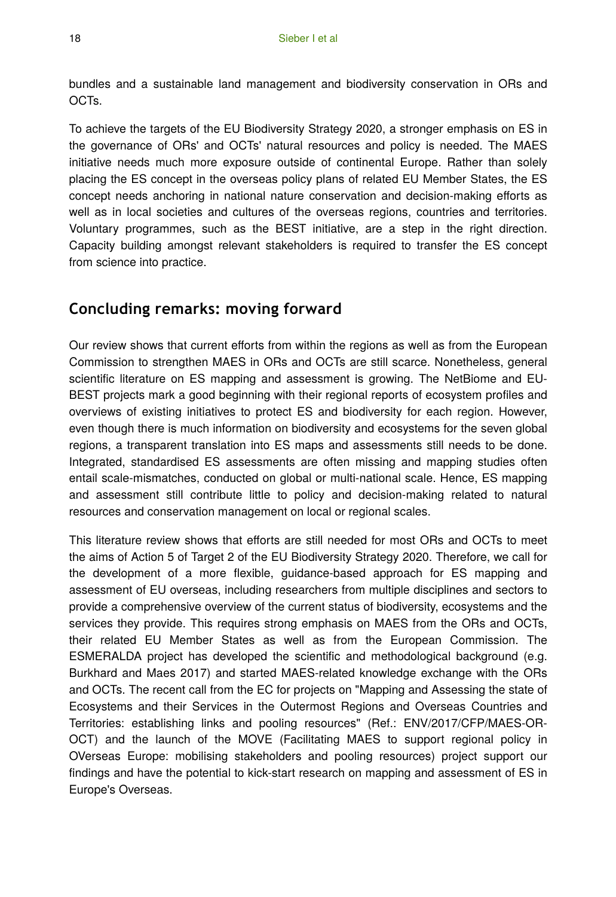bundles and a sustainable land management and biodiversity conservation in ORs and OCTs.

To achieve the targets of the EU Biodiversity Strategy 2020, a stronger emphasis on ES in the governance of ORs' and OCTs' natural resources and policy is needed. The MAES initiative needs much more exposure outside of continental Europe. Rather than solely placing the ES concept in the overseas policy plans of related EU Member States, the ES concept needs anchoring in national nature conservation and decision-making efforts as well as in local societies and cultures of the overseas regions, countries and territories. Voluntary programmes, such as the BEST initiative, are a step in the right direction. Capacity building amongst relevant stakeholders is required to transfer the ES concept from science into practice.

## Concluding remarks: moving forward

Our review shows that current efforts from within the regions as well as from the European Commission to strengthen MAES in ORs and OCTs are still scarce. Nonetheless, general scientific literature on ES mapping and assessment is growing. The NetBiome and EU-BEST projects mark a good beginning with their regional reports of ecosystem profiles and overviews of existing initiatives to protect ES and biodiversity for each region. However, even though there is much information on biodiversity and ecosystems for the seven global regions, a transparent translation into ES maps and assessments still needs to be done. Integrated, standardised ES assessments are often missing and mapping studies often entail scale-mismatches, conducted on global or multi-national scale. Hence, ES mapping and assessment still contribute little to policy and decision-making related to natural resources and conservation management on local or regional scales.

This literature review shows that efforts are still needed for most ORs and OCTs to meet the aims of Action 5 of Target 2 of the EU Biodiversity Strategy 2020. Therefore, we call for the development of a more flexible, guidance-based approach for ES mapping and assessment of EU overseas, including researchers from multiple disciplines and sectors to provide a comprehensive overview of the current status of biodiversity, ecosystems and the services they provide. This requires strong emphasis on MAES from the ORs and OCTs, their related EU Member States as well as from the European Commission. The ESMERALDA project has developed the scientific and methodological background (e.g. Burkhard and Maes 2017) and started MAES-related knowledge exchange with the ORs and OCTs. The recent call from the EC for projects on "Mapping and Assessing the state of Ecosystems and their Services in the Outermost Regions and Overseas Countries and Territories: establishing links and pooling resources" (Ref.: ENV/2017/CFP/MAES-OR-OCT) and the launch of the MOVE (Facilitating MAES to support regional policy in OVerseas Europe: mobilising stakeholders and pooling resources) project support our findings and have the potential to kick-start research on mapping and assessment of ES in Europe's Overseas.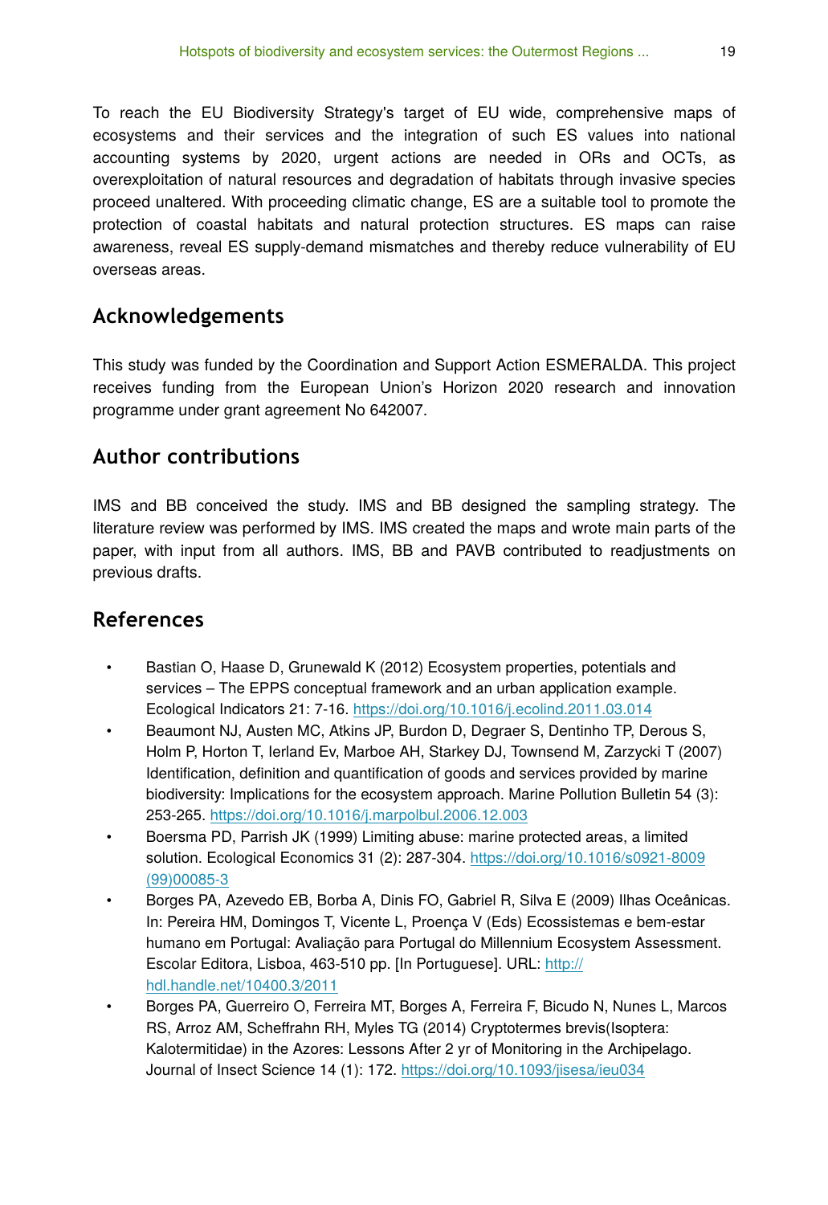To reach the EU Biodiversity Strategy's target of EU wide, comprehensive maps of ecosystems and their services and the integration of such ES values into national accounting systems by 2020, urgent actions are needed in ORs and OCTs, as overexploitation of natural resources and degradation of habitats through invasive species proceed unaltered. With proceeding climatic change, ES are a suitable tool to promote the protection of coastal habitats and natural protection structures. ES maps can raise awareness, reveal ES supply-demand mismatches and thereby reduce vulnerability of EU overseas areas.

## Acknowledgements

This study was funded by the Coordination and Support Action ESMERALDA. This project receives funding from the European Union's Horizon 2020 research and innovation programme under grant agreement No 642007.

## Author contributions

IMS and BB conceived the study. IMS and BB designed the sampling strategy. The literature review was performed by IMS. IMS created the maps and wrote main parts of the paper, with input from all authors. IMS, BB and PAVB contributed to readjustments on previous drafts.

## References

- Bastian O, Haase D, Grunewald K (2012) Ecosystem properties, potentials and services – The EPPS conceptual framework and an urban application example. Ecological Indicators 21: 7-16. https://doi.org/10.1016/j.ecolind.2011.03.014
- Beaumont NJ, Austen MC, Atkins JP, Burdon D, Degraer S, Dentinho TP, Derous S, Holm P, Horton T, Ierland Ev, Marboe AH, Starkey DJ, Townsend M, Zarzycki T (2007) Identification, definition and quantification of goods and services provided by marine biodiversity: Implications for the ecosystem approach. Marine Pollution Bulletin 54 (3): 253-265. https://doi.org/10.1016/j.marpolbul.2006.12.003
- Boersma PD, Parrish JK (1999) Limiting abuse: marine protected areas, a limited solution. Ecological Economics 31 (2): 287-304. https://doi.org/10.1016/s0921-8009(99)00085-3
- Borges PA, Azevedo EB, Borba A, Dinis FO, Gabriel R, Silva E (2009) Ilhas Oceânicas. In: Pereira HM, Domingos T, Vicente L, Proença V (Eds) Ecossistemas e bem-estar humano em Portugal: Avaliação para Portugal do Millennium Ecosystem Assessment. Escolar Editora, Lisboa, 463-510 pp. [In Portuguese]. URL: http://hdl.handle.net/10400.3/2011
- Borges PA, Guerreiro O, Ferreira MT, Borges A, Ferreira F, Bicudo N, Nunes L, Marcos RS, Arroz AM, Scheffrahn RH, Myles TG (2014) Cryptotermes brevis(Isoptera: Kalotermitidae) in the Azores: Lessons After 2 yr of Monitoring in the Archipelago. Journal of Insect Science 14 (1): 172. https://doi.org/10.1093/jisesa/ieu034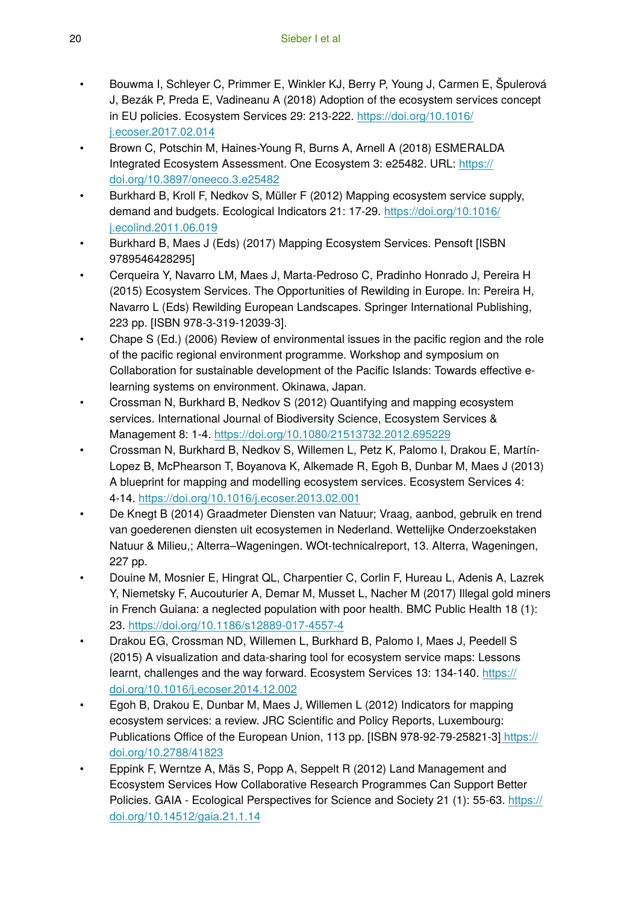- Bouwma I, Schleyer C, Primmer E, Winkler KJ, Berry P, Young J, Carmen E, Špulerová J, Bezák P, Preda E, Vadineanu A (2018) Adoption of the ecosystem services concept in EU policies. Ecosystem Services 29: 213‑222. https://doi.org/10.1016/j.ecoser.2017.02.014
- Brown C, Potschin M, Haines-Young R, Burns A, Arnell A (2018) ESMERALDA Integrated Ecosystem Assessment. One Ecosystem 3: e25482. URL: https://doi.org/10.3897/oneeco.3.e25482
- Burkhard B, Kroll F, Nedkov S, Müller F (2012) Mapping ecosystem service supply, demand and budgets. Ecological Indicators 21: 17‑29. https://doi.org/10.1016/j.ecolind.2011.06.019
- Burkhard B, Maes J (Eds) (2017) Mapping Ecosystem Services. Pensoft [ISBN 9789546428295]
- Cerqueira Y, Navarro LM, Maes J, Marta-Pedroso C, Pradinho Honrado J, Pereira H (2015) Ecosystem Services. The Opportunities of Rewilding in Europe. In: Pereira H, Navarro L (Eds) Rewilding European Landscapes. Springer International Publishing, 223 pp. [ISBN 978-3-319-12039-3].
- Chape S (Ed.) (2006) Review of environmental issues in the pacific region and the role of the pacific regional environment programme. Workshop and symposium on Collaboration for sustainable development of the Pacific Islands: Towards effective e-learning systems on environment. Okinawa, Japan.
- Crossman N, Burkhard B, Nedkov S (2012) Quantifying and mapping ecosystem services. International Journal of Biodiversity Science, Ecosystem Services & Management 8: 1‑4. https://doi.org/10.1080/21513732.2012.695229
- Crossman N, Burkhard B, Nedkov S, Willemen L, Petz K, Palomo I, Drakou E, Martín-Lopez B, McPhearson T, Boyanova K, Alkemade R, Egoh B, Dunbar M, Maes J (2013) A blueprint for mapping and modelling ecosystem services. Ecosystem Services 4: 4‑14. https://doi.org/10.1016/j.ecoser.2013.02.001
- De Knegt B (2014) Graadmeter Diensten van Natuur; Vraag, aanbod, gebruik en trend van goederenen diensten uit ecosystemen in Nederland. Wettelijke Onderzoekstaken Natuur & Milieu,; Alterra–Wageningen. WOt-technicalreport, 13. Alterra, Wageningen, 227 pp.
- Douine M, Mosnier E, Hingrat QL, Charpentier C, Corlin F, Hureau L, Adenis A, Lazrek Y, Niemetsky F, Aucouturier A, Demar M, Musset L, Nacher M (2017) Illegal gold miners in French Guiana: a neglected population with poor health. BMC Public Health 18 (1): 23. https://doi.org/10.1186/s12889-017-4557-4
- Drakou EG, Crossman ND, Willemen L, Burkhard B, Palomo I, Maes J, Peedell S (2015) A visualization and data-sharing tool for ecosystem service maps: Lessons learnt, challenges and the way forward. Ecosystem Services 13: 134‑140. https://doi.org/10.1016/j.ecoser.2014.12.002
- Egoh B, Drakou E, Dunbar M, Maes J, Willemen L (2012) Indicators for mapping ecosystem services: a review. JRC Scientific and Policy Reports, Luxembourg: Publications Office of the European Union, 113 pp. [ISBN 978-92-79-25821-3] https://doi.org/10.2788/41823
- Eppink F, Werntze A, Mäs S, Popp A, Seppelt R (2012) Land Management and Ecosystem Services How Collaborative Research Programmes Can Support Better Policies. GAIA - Ecological Perspectives for Science and Society 21 (1): 55‑63. https://doi.org/10.14512/gaia.21.1.14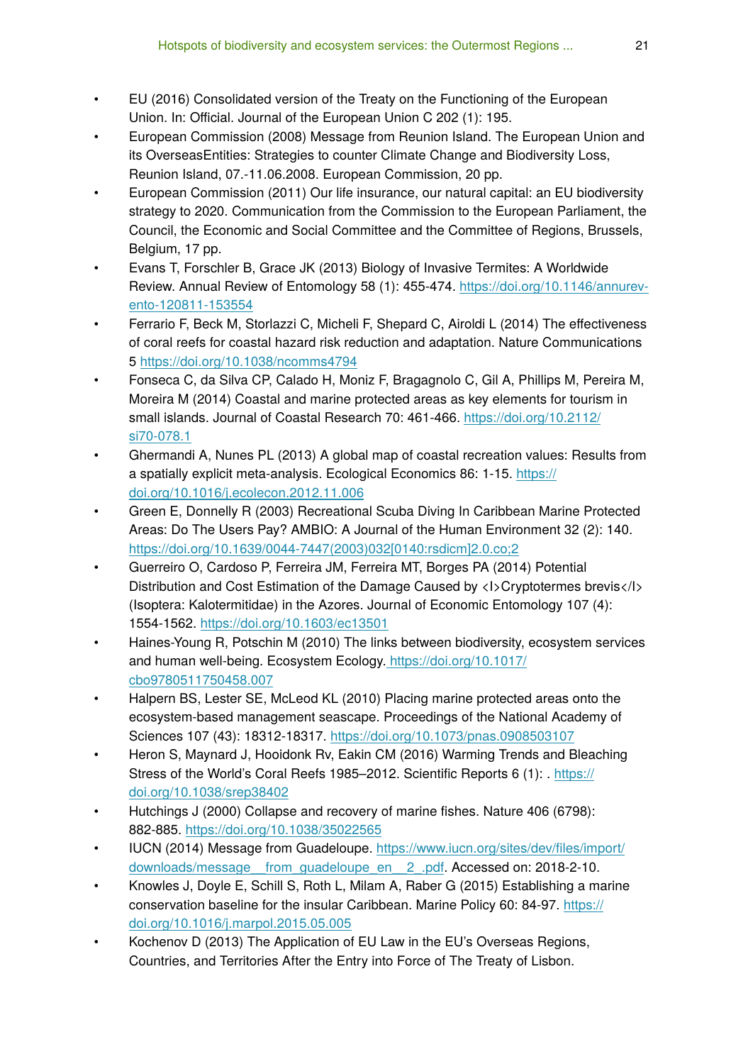- EU (2016) Consolidated version of the Treaty on the Functioning of the European Union. In: Official. Journal of the European Union C 202 (1): 195.
- European Commission (2008) Message from Reunion Island. The European Union and its OverseasEntities: Strategies to counter Climate Change and Biodiversity Loss, Reunion Island, 07.-11.06.2008. European Commission, 20 pp.
- European Commission (2011) Our life insurance, our natural capital: an EU biodiversity strategy to 2020. Communication from the Commission to the European Parliament, the Council, the Economic and Social Committee and the Committee of Regions, Brussels, Belgium, 17 pp.
- Evans T, Forschler B, Grace JK (2013) Biology of Invasive Termites: A Worldwide Review. Annual Review of Entomology 58 (1): 455-474. https://doi.org/10.1146/annurev-ento-120811-153554
- Ferrario F, Beck M, Storlazzi C, Micheli F, Shepard C, Airoldi L (2014) The effectiveness of coral reefs for coastal hazard risk reduction and adaptation. Nature Communications 5 https://doi.org/10.1038/ncomms4794
- Fonseca C, da Silva CP, Calado H, Moniz F, Bragagnolo C, Gil A, Phillips M, Pereira M, Moreira M (2014) Coastal and marine protected areas as key elements for tourism in small islands. Journal of Coastal Research 70: 461-466. https://doi.org/10.2112/si70-078.1
- Ghermandi A, Nunes PL (2013) A global map of coastal recreation values: Results from a spatially explicit meta-analysis. Ecological Economics 86: 1-15. https://doi.org/10.1016/j.ecolecon.2012.11.006
- Green E, Donnelly R (2003) Recreational Scuba Diving In Caribbean Marine Protected Areas: Do The Users Pay? AMBIO: A Journal of the Human Environment 32 (2): 140. https://doi.org/10.1639/0044-7447(2003)032[0140:rsdicm]2.0.co;2
- Guerreiro O, Cardoso P, Ferreira JM, Ferreira MT, Borges PA (2014) Potential Distribution and Cost Estimation of the Damage Caused by <I>Cryptotermes brevis</I> (Isoptera: Kalotermitidae) in the Azores. Journal of Economic Entomology 107 (4): 1554-1562. https://doi.org/10.1603/ec13501
- Haines-Young R, Potschin M (2010) The links between biodiversity, ecosystem services and human well-being. Ecosystem Ecology. https://doi.org/10.1017/cbo9780511750458.007
- Halpern BS, Lester SE, McLeod KL (2010) Placing marine protected areas onto the ecosystem-based management seascape. Proceedings of the National Academy of Sciences 107 (43): 18312-18317. https://doi.org/10.1073/pnas.0908503107
- Heron S, Maynard J, Hooidonk Rv, Eakin CM (2016) Warming Trends and Bleaching Stress of the World's Coral Reefs 1985–2012. Scientific Reports 6 (1): . https://doi.org/10.1038/srep38402
- Hutchings J (2000) Collapse and recovery of marine fishes. Nature 406 (6798): 882-885. https://doi.org/10.1038/35022565
- IUCN (2014) Message from Guadeloupe. https://www.iucn.org/sites/dev/files/import/downloads/message__from_guadeloupe_en__2_.pdf. Accessed on: 2018-2-10.
- Knowles J, Doyle E, Schill S, Roth L, Milam A, Raber G (2015) Establishing a marine conservation baseline for the insular Caribbean. Marine Policy 60: 84-97. https://doi.org/10.1016/j.marpol.2015.05.005
- Kochenov D (2013) The Application of EU Law in the EU's Overseas Regions, Countries, and Territories After the Entry into Force of The Treaty of Lisbon.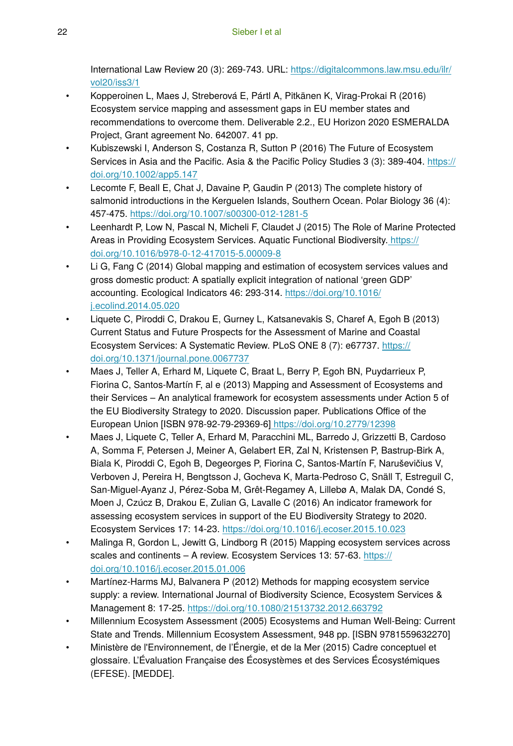International Law Review 20 (3): 269-743. URL: https://digitalcommons.law.msu.edu/ilr/vol20/iss3/1

- Kopperoinen L, Maes J, Streberová E, Pártl A, Pitkänen K, Virag-Prokai R (2016) Ecosystem service mapping and assessment gaps in EU member states and recommendations to overcome them. Deliverable 2.2., EU Horizon 2020 ESMERALDA Project, Grant agreement No. 642007. 41 pp.
- Kubiszewski I, Anderson S, Costanza R, Sutton P (2016) The Future of Ecosystem Services in Asia and the Pacific. Asia & the Pacific Policy Studies 3 (3): 389-404. https://doi.org/10.1002/app5.147
- Lecomte F, Beall E, Chat J, Davaine P, Gaudin P (2013) The complete history of salmonid introductions in the Kerguelen Islands, Southern Ocean. Polar Biology 36 (4): 457-475. https://doi.org/10.1007/s00300-012-1281-5
- Leenhardt P, Low N, Pascal N, Micheli F, Claudet J (2015) The Role of Marine Protected Areas in Providing Ecosystem Services. Aquatic Functional Biodiversity. https://doi.org/10.1016/b978-0-12-417015-5.00009-8
- Li G, Fang C (2014) Global mapping and estimation of ecosystem services values and gross domestic product: A spatially explicit integration of national 'green GDP' accounting. Ecological Indicators 46: 293-314. https://doi.org/10.1016/j.ecolind.2014.05.020
- Liquete C, Piroddi C, Drakou E, Gurney L, Katsanevakis S, Charef A, Egoh B (2013) Current Status and Future Prospects for the Assessment of Marine and Coastal Ecosystem Services: A Systematic Review. PLoS ONE 8 (7): e67737. https://doi.org/10.1371/journal.pone.0067737
- Maes J, Teller A, Erhard M, Liquete C, Braat L, Berry P, Egoh BN, Puydarrieux P, Fiorina C, Santos-Martín F, al e (2013) Mapping and Assessment of Ecosystems and their Services – An analytical framework for ecosystem assessments under Action 5 of the EU Biodiversity Strategy to 2020. Discussion paper. Publications Office of the European Union [ISBN 978-92-79-29369-6] https://doi.org/10.2779/12398
- Maes J, Liquete C, Teller A, Erhard M, Paracchini ML, Barredo J, Grizzetti B, Cardoso A, Somma F, Petersen J, Meiner A, Gelabert ER, Zal N, Kristensen P, Bastrup-Birk A, Biala K, Piroddi C, Egoh B, Degeorges P, Fiorina C, Santos-Martín F, Naruševičius V, Verboven J, Pereira H, Bengtsson J, Gocheva K, Marta-Pedroso C, Snäll T, Estreguil C, San-Miguel-Ayanz J, Pérez-Soba M, Grêt-Regamey A, Lillebø A, Malak DA, Condé S, Moen J, Czúcz B, Drakou E, Zulian G, Lavalle C (2016) An indicator framework for assessing ecosystem services in support of the EU Biodiversity Strategy to 2020. Ecosystem Services 17: 14-23. https://doi.org/10.1016/j.ecoser.2015.10.023
- Malinga R, Gordon L, Jewitt G, Lindborg R (2015) Mapping ecosystem services across scales and continents – A review. Ecosystem Services 13: 57-63. https://doi.org/10.1016/j.ecoser.2015.01.006
- Martínez-Harms MJ, Balvanera P (2012) Methods for mapping ecosystem service supply: a review. International Journal of Biodiversity Science, Ecosystem Services & Management 8: 17-25. https://doi.org/10.1080/21513732.2012.663792
- Millennium Ecosystem Assessment (2005) Ecosystems and Human Well-Being: Current State and Trends. Millennium Ecosystem Assessment, 948 pp. [ISBN 9781559632270]
- Ministère de l'Environnement, de l'Énergie, et de la Mer (2015) Cadre conceptuel et glossaire. L'Évaluation Française des Écosystèmes et des Services Écosystémiques (EFESE). [MEDDE].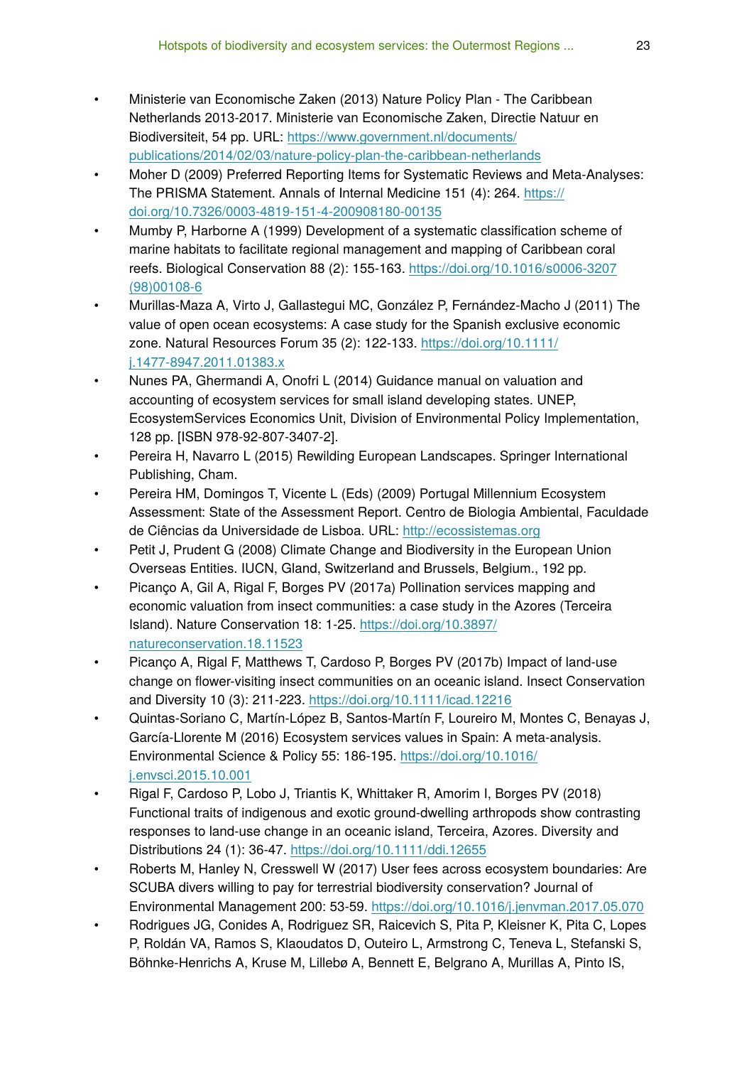- Ministerie van Economische Zaken (2013) Nature Policy Plan - The Caribbean Netherlands 2013-2017. Ministerie van Economische Zaken, Directie Natuur en Biodiversiteit, 54 pp. URL: https://www.government.nl/documents/publications/2014/02/03/nature-policy-plan-the-caribbean-netherlands
- Moher D (2009) Preferred Reporting Items for Systematic Reviews and Meta-Analyses: The PRISMA Statement. Annals of Internal Medicine 151 (4): 264. https://doi.org/10.7326/0003-4819-151-4-200908180-00135
- Mumby P, Harborne A (1999) Development of a systematic classification scheme of marine habitats to facilitate regional management and mapping of Caribbean coral reefs. Biological Conservation 88 (2): 155-163. https://doi.org/10.1016/s0006-3207(98)00108-6
- Murillas-Maza A, Virto J, Gallastegui MC, González P, Fernández-Macho J (2011) The value of open ocean ecosystems: A case study for the Spanish exclusive economic zone. Natural Resources Forum 35 (2): 122-133. https://doi.org/10.1111/j.1477-8947.2011.01383.x
- Nunes PA, Ghermandi A, Onofri L (2014) Guidance manual on valuation and accounting of ecosystem services for small island developing states. UNEP, EcosystemServices Economics Unit, Division of Environmental Policy Implementation, 128 pp. [ISBN 978-92-807-3407-2].
- Pereira H, Navarro L (2015) Rewilding European Landscapes. Springer International Publishing, Cham.
- Pereira HM, Domingos T, Vicente L (Eds) (2009) Portugal Millennium Ecosystem Assessment: State of the Assessment Report. Centro de Biologia Ambiental, Faculdade de Ciências da Universidade de Lisboa. URL: http://ecossistemas.org
- Petit J, Prudent G (2008) Climate Change and Biodiversity in the European Union Overseas Entities. IUCN, Gland, Switzerland and Brussels, Belgium., 192 pp.
- Picanço A, Gil A, Rigal F, Borges PV (2017a) Pollination services mapping and economic valuation from insect communities: a case study in the Azores (Terceira Island). Nature Conservation 18: 1-25. https://doi.org/10.3897/natureconservation.18.11523
- Picanço A, Rigal F, Matthews T, Cardoso P, Borges PV (2017b) Impact of land-use change on flower-visiting insect communities on an oceanic island. Insect Conservation and Diversity 10 (3): 211-223. https://doi.org/10.1111/icad.12216
- Quintas-Soriano C, Martín-López B, Santos-Martín F, Loureiro M, Montes C, Benayas J, García-Llorente M (2016) Ecosystem services values in Spain: A meta-analysis. Environmental Science & Policy 55: 186-195. https://doi.org/10.1016/j.envsci.2015.10.001
- Rigal F, Cardoso P, Lobo J, Triantis K, Whittaker R, Amorim I, Borges PV (2018) Functional traits of indigenous and exotic ground-dwelling arthropods show contrasting responses to land-use change in an oceanic island, Terceira, Azores. Diversity and Distributions 24 (1): 36-47. https://doi.org/10.1111/ddi.12655
- Roberts M, Hanley N, Cresswell W (2017) User fees across ecosystem boundaries: Are SCUBA divers willing to pay for terrestrial biodiversity conservation? Journal of Environmental Management 200: 53-59. https://doi.org/10.1016/j.jenvman.2017.05.070
- Rodrigues JG, Conides A, Rodriguez SR, Raicevich S, Pita P, Kleisner K, Pita C, Lopes P, Roldán VA, Ramos S, Klaoudatos D, Outeiro L, Armstrong C, Teneva L, Stefanski S, Böhnke-Henrichs A, Kruse M, Lillebø A, Bennett E, Belgrano A, Murillas A, Pinto IS,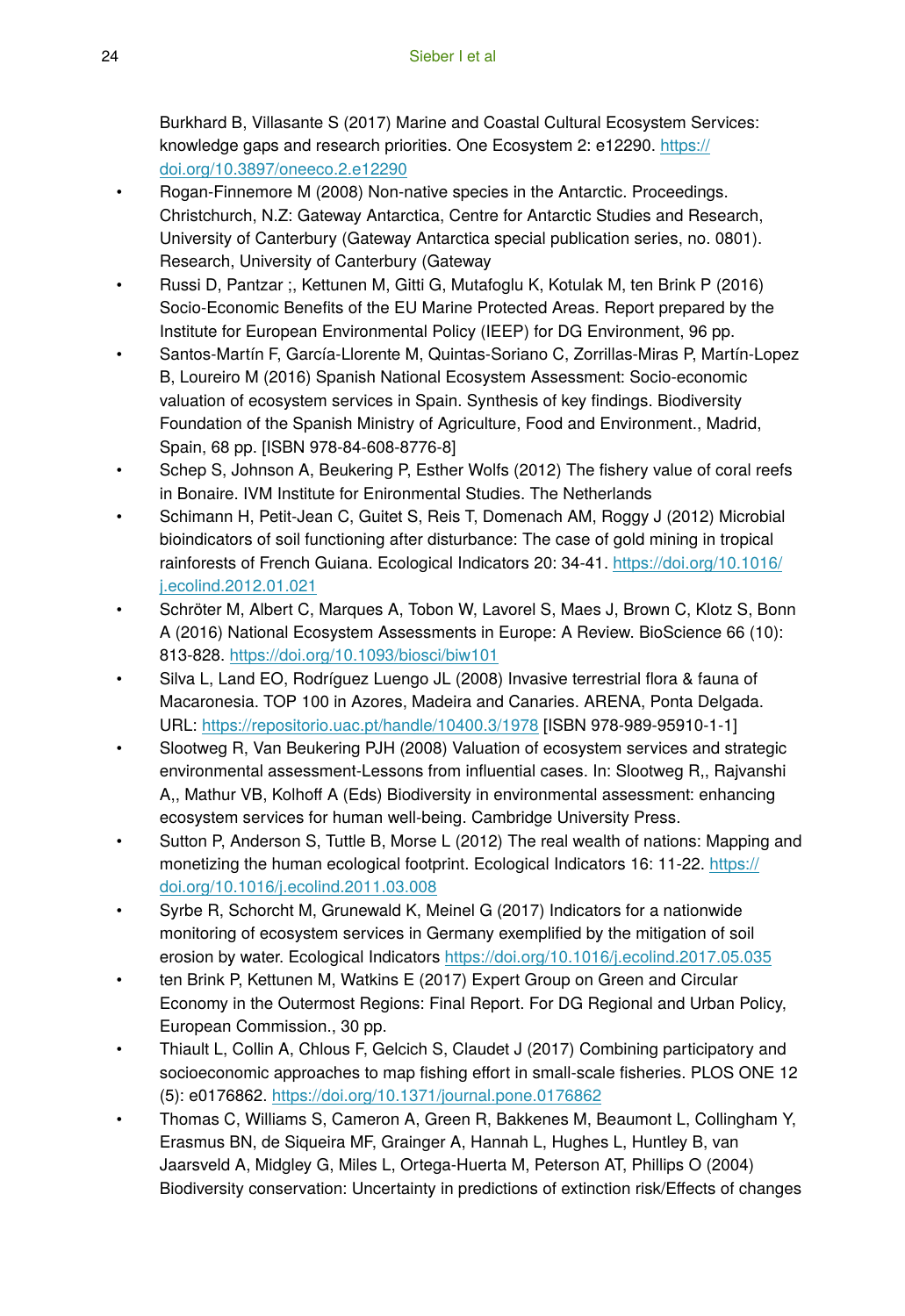Burkhard B, Villasante S (2017) Marine and Coastal Cultural Ecosystem Services: knowledge gaps and research priorities. One Ecosystem 2: e12290. https://doi.org/10.3897/oneeco.2.e12290

- Rogan-Finnemore M (2008) Non-native species in the Antarctic. Proceedings. Christchurch, N.Z: Gateway Antarctica, Centre for Antarctic Studies and Research, University of Canterbury (Gateway Antarctica special publication series, no. 0801). Research, University of Canterbury (Gateway
- Russi D, Pantzar ;, Kettunen M, Gitti G, Mutafoglu K, Kotulak M, ten Brink P (2016) Socio-Economic Benefits of the EU Marine Protected Areas. Report prepared by the Institute for European Environmental Policy (IEEP) for DG Environment, 96 pp.
- Santos-Martín F, García-Llorente M, Quintas-Soriano C, Zorrillas-Miras P, Martín-Lopez B, Loureiro M (2016) Spanish National Ecosystem Assessment: Socio-economic valuation of ecosystem services in Spain. Synthesis of key findings. Biodiversity Foundation of the Spanish Ministry of Agriculture, Food and Environment., Madrid, Spain, 68 pp. [ISBN 978-84-608-8776-8]
- Schep S, Johnson A, Beukering P, Esther Wolfs (2012) The fishery value of coral reefs in Bonaire. IVM Institute for Enironmental Studies. The Netherlands
- Schimann H, Petit-Jean C, Guitet S, Reis T, Domenach AM, Roggy J (2012) Microbial bioindicators of soil functioning after disturbance: The case of gold mining in tropical rainforests of French Guiana. Ecological Indicators 20: 34-41. https://doi.org/10.1016/j.ecolind.2012.01.021
- Schröter M, Albert C, Marques A, Tobon W, Lavorel S, Maes J, Brown C, Klotz S, Bonn A (2016) National Ecosystem Assessments in Europe: A Review. BioScience 66 (10): 813-828. https://doi.org/10.1093/biosci/biw101
- Silva L, Land EO, Rodríguez Luengo JL (2008) Invasive terrestrial flora & fauna of Macaronesia. TOP 100 in Azores, Madeira and Canaries. ARENA, Ponta Delgada. URL: https://repositorio.uac.pt/handle/10400.3/1978 [ISBN 978-989-95910-1-1]
- Slootweg R, Van Beukering PJH (2008) Valuation of ecosystem services and strategic environmental assessment-Lessons from influential cases. In: Slootweg R,, Rajvanshi A,, Mathur VB, Kolhoff A (Eds) Biodiversity in environmental assessment: enhancing ecosystem services for human well-being. Cambridge University Press.
- Sutton P, Anderson S, Tuttle B, Morse L (2012) The real wealth of nations: Mapping and monetizing the human ecological footprint. Ecological Indicators 16: 11-22. https://doi.org/10.1016/j.ecolind.2011.03.008
- Syrbe R, Schorcht M, Grunewald K, Meinel G (2017) Indicators for a nationwide monitoring of ecosystem services in Germany exemplified by the mitigation of soil erosion by water. Ecological Indicators https://doi.org/10.1016/j.ecolind.2017.05.035
- ten Brink P, Kettunen M, Watkins E (2017) Expert Group on Green and Circular Economy in the Outermost Regions: Final Report. For DG Regional and Urban Policy, European Commission., 30 pp.
- Thiault L, Collin A, Chlous F, Gelcich S, Claudet J (2017) Combining participatory and socioeconomic approaches to map fishing effort in small-scale fisheries. PLOS ONE 12 (5): e0176862. https://doi.org/10.1371/journal.pone.0176862
- Thomas C, Williams S, Cameron A, Green R, Bakkenes M, Beaumont L, Collingham Y, Erasmus BN, de Siqueira MF, Grainger A, Hannah L, Hughes L, Huntley B, van Jaarsveld A, Midgley G, Miles L, Ortega-Huerta M, Peterson AT, Phillips O (2004) Biodiversity conservation: Uncertainty in predictions of extinction risk/Effects of changes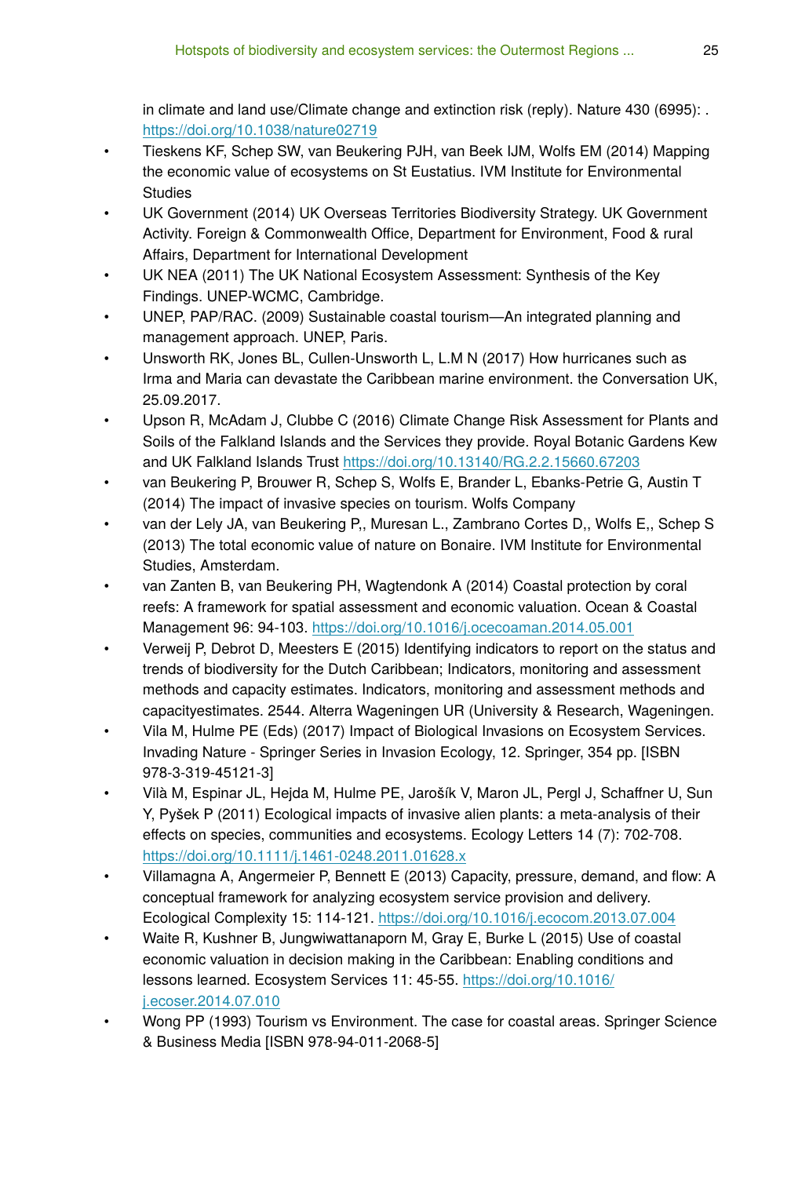in climate and land use/Climate change and extinction risk (reply). Nature 430 (6995): . https://doi.org/10.1038/nature02719

- Tieskens KF, Schep SW, van Beukering PJH, van Beek IJM, Wolfs EM (2014) Mapping the economic value of ecosystems on St Eustatius. IVM Institute for Environmental Studies
- UK Government (2014) UK Overseas Territories Biodiversity Strategy. UK Government Activity. Foreign & Commonwealth Office, Department for Environment, Food & rural Affairs, Department for International Development
- UK NEA (2011) The UK National Ecosystem Assessment: Synthesis of the Key Findings. UNEP-WCMC, Cambridge.
- UNEP, PAP/RAC. (2009) Sustainable coastal tourism—An integrated planning and management approach. UNEP, Paris.
- Unsworth RK, Jones BL, Cullen-Unsworth L, L.M N (2017) How hurricanes such as Irma and Maria can devastate the Caribbean marine environment. the Conversation UK, 25.09.2017.
- Upson R, McAdam J, Clubbe C (2016) Climate Change Risk Assessment for Plants and Soils of the Falkland Islands and the Services they provide. Royal Botanic Gardens Kew and UK Falkland Islands Trust https://doi.org/10.13140/RG.2.2.15660.67203
- van Beukering P, Brouwer R, Schep S, Wolfs E, Brander L, Ebanks-Petrie G, Austin T (2014) The impact of invasive species on tourism. Wolfs Company
- van der Lely JA, van Beukering P,, Muresan L., Zambrano Cortes D,, Wolfs E,, Schep S (2013) The total economic value of nature on Bonaire. IVM Institute for Environmental Studies, Amsterdam.
- van Zanten B, van Beukering PH, Wagtendonk A (2014) Coastal protection by coral reefs: A framework for spatial assessment and economic valuation. Ocean & Coastal Management 96: 94-103. https://doi.org/10.1016/j.ocecoaman.2014.05.001
- Verweij P, Debrot D, Meesters E (2015) Identifying indicators to report on the status and trends of biodiversity for the Dutch Caribbean; Indicators, monitoring and assessment methods and capacity estimates. Indicators, monitoring and assessment methods and capacityestimates. 2544. Alterra Wageningen UR (University & Research, Wageningen.
- Vila M, Hulme PE (Eds) (2017) Impact of Biological Invasions on Ecosystem Services. Invading Nature - Springer Series in Invasion Ecology, 12. Springer, 354 pp. [ISBN 978-3-319-45121-3]
- Vilà M, Espinar JL, Hejda M, Hulme PE, Jarošík V, Maron JL, Pergl J, Schaffner U, Sun Y, Pyšek P (2011) Ecological impacts of invasive alien plants: a meta-analysis of their effects on species, communities and ecosystems. Ecology Letters 14 (7): 702-708. https://doi.org/10.1111/j.1461-0248.2011.01628.x
- Villamagna A, Angermeier P, Bennett E (2013) Capacity, pressure, demand, and flow: A conceptual framework for analyzing ecosystem service provision and delivery. Ecological Complexity 15: 114-121. https://doi.org/10.1016/j.ecocom.2013.07.004
- Waite R, Kushner B, Jungwiwattanaporn M, Gray E, Burke L (2015) Use of coastal economic valuation in decision making in the Caribbean: Enabling conditions and lessons learned. Ecosystem Services 11: 45-55. https://doi.org/10.1016/j.ecoser.2014.07.010
- Wong PP (1993) Tourism vs Environment. The case for coastal areas. Springer Science & Business Media [ISBN 978-94-011-2068-5]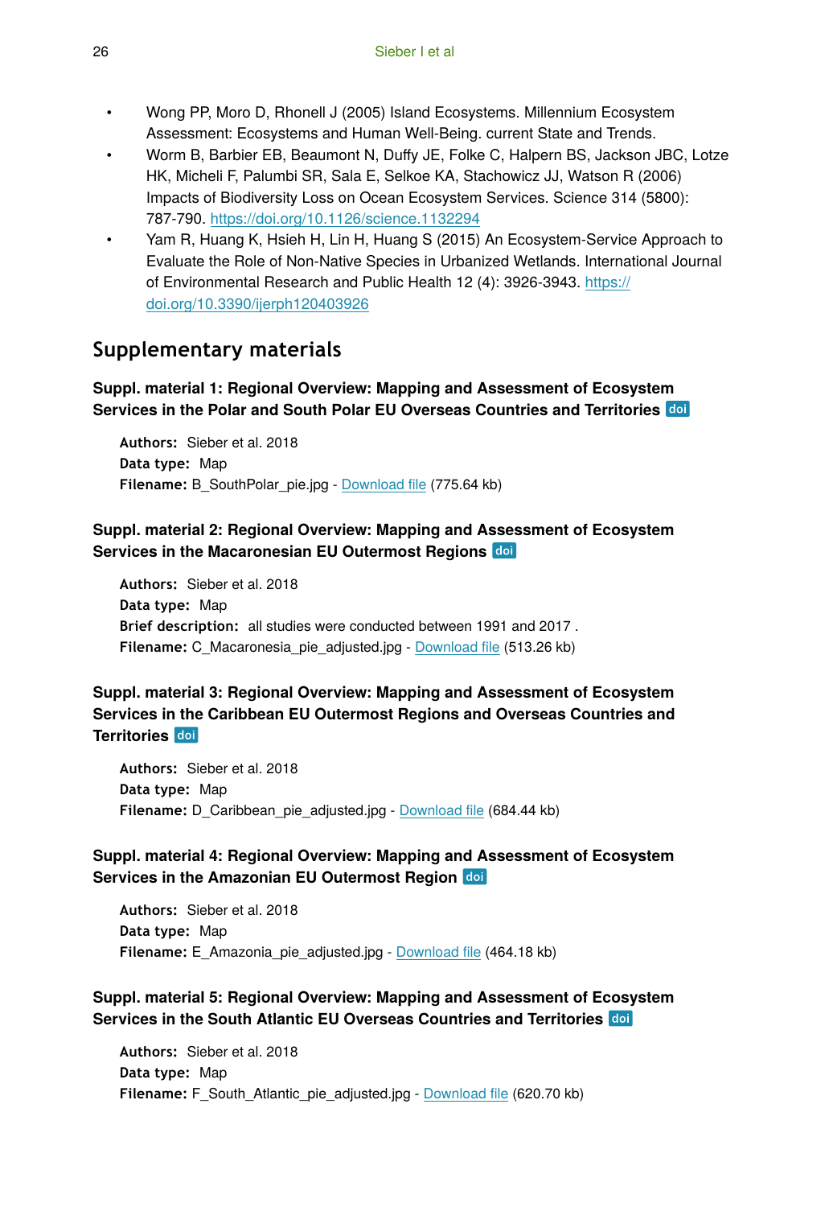- Wong PP, Moro D, Rhonell J (2005) Island Ecosystems. Millennium Ecosystem Assessment: Ecosystems and Human Well-Being. current State and Trends.
- Worm B, Barbier EB, Beaumont N, Duffy JE, Folke C, Halpern BS, Jackson JBC, Lotze HK, Micheli F, Palumbi SR, Sala E, Selkoe KA, Stachowicz JJ, Watson R (2006) Impacts of Biodiversity Loss on Ocean Ecosystem Services. Science 314 (5800): 787-790. https://doi.org/10.1126/science.1132294
- Yam R, Huang K, Hsieh H, Lin H, Huang S (2015) An Ecosystem-Service Approach to Evaluate the Role of Non-Native Species in Urbanized Wetlands. International Journal of Environmental Research and Public Health 12 (4): 3926-3943. https://doi.org/10.3390/ijerph120403926

## Supplementary materials

### Suppl. material 1: Regional Overview: Mapping and Assessment of Ecosystem Services in the Polar and South Polar EU Overseas Countries and Territories doi

**Authors:** Sieber et al. 2018
**Data type:** Map
**Filename:** B_SouthPolar_pie.jpg - Download file (775.64 kb)

### Suppl. material 2: Regional Overview: Mapping and Assessment of Ecosystem Services in the Macaronesian EU Outermost Regions doi

**Authors:** Sieber et al. 2018
**Data type:** Map
**Brief description:** all studies were conducted between 1991 and 2017 .
**Filename:** C_Macaronesia_pie_adjusted.jpg - Download file (513.26 kb)

### Suppl. material 3: Regional Overview: Mapping and Assessment of Ecosystem Services in the Caribbean EU Outermost Regions and Overseas Countries and Territories doi

**Authors:** Sieber et al. 2018
**Data type:** Map
**Filename:** D_Caribbean_pie_adjusted.jpg - Download file (684.44 kb)

### Suppl. material 4: Regional Overview: Mapping and Assessment of Ecosystem Services in the Amazonian EU Outermost Region doi

**Authors:** Sieber et al. 2018
**Data type:** Map
**Filename:** E_Amazonia_pie_adjusted.jpg - Download file (464.18 kb)

### Suppl. material 5: Regional Overview: Mapping and Assessment of Ecosystem Services in the South Atlantic EU Overseas Countries and Territories doi

**Authors:** Sieber et al. 2018
**Data type:** Map
**Filename:** F_South_Atlantic_pie_adjusted.jpg - Download file (620.70 kb)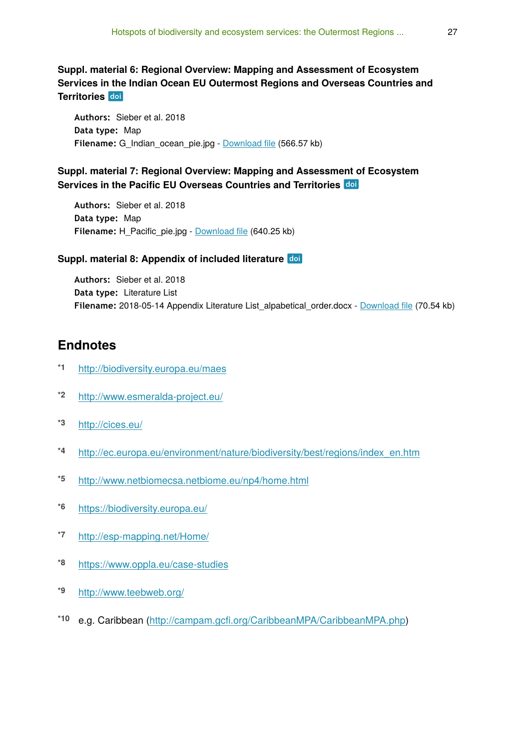### Suppl. material 6: Regional Overview: Mapping and Assessment of Ecosystem Services in the Indian Ocean EU Outermost Regions and Overseas Countries and Territories doi

**Authors:** Sieber et al. 2018
**Data type:** Map
**Filename:** G_Indian_ocean_pie.jpg - Download file (566.57 kb)

### Suppl. material 7: Regional Overview: Mapping and Assessment of Ecosystem Services in the Pacific EU Overseas Countries and Territories doi

**Authors:** Sieber et al. 2018
**Data type:** Map
**Filename:** H_Pacific_pie.jpg - Download file (640.25 kb)

### Suppl. material 8: Appendix of included literature doi

**Authors:** Sieber et al. 2018
**Data type:** Literature List
**Filename:** 2018-05-14 Appendix Literature List_alpabetical_order.docx - Download file (70.54 kb)

## Endnotes

*1 http://biodiversity.europa.eu/maes

*2 http://www.esmeralda-project.eu/

*3 http://cices.eu/

*4 http://ec.europa.eu/environment/nature/biodiversity/best/regions/index_en.htm

*5 http://www.netbiomecsa.netbiome.eu/np4/home.html

*6 https://biodiversity.europa.eu/

*7 http://esp-mapping.net/Home/

*8 https://www.oppla.eu/case-studies

*9 http://www.teebweb.org/

*10 e.g. Caribbean (http://campam.gcfi.org/CaribbeanMPA/CaribbeanMPA.php)